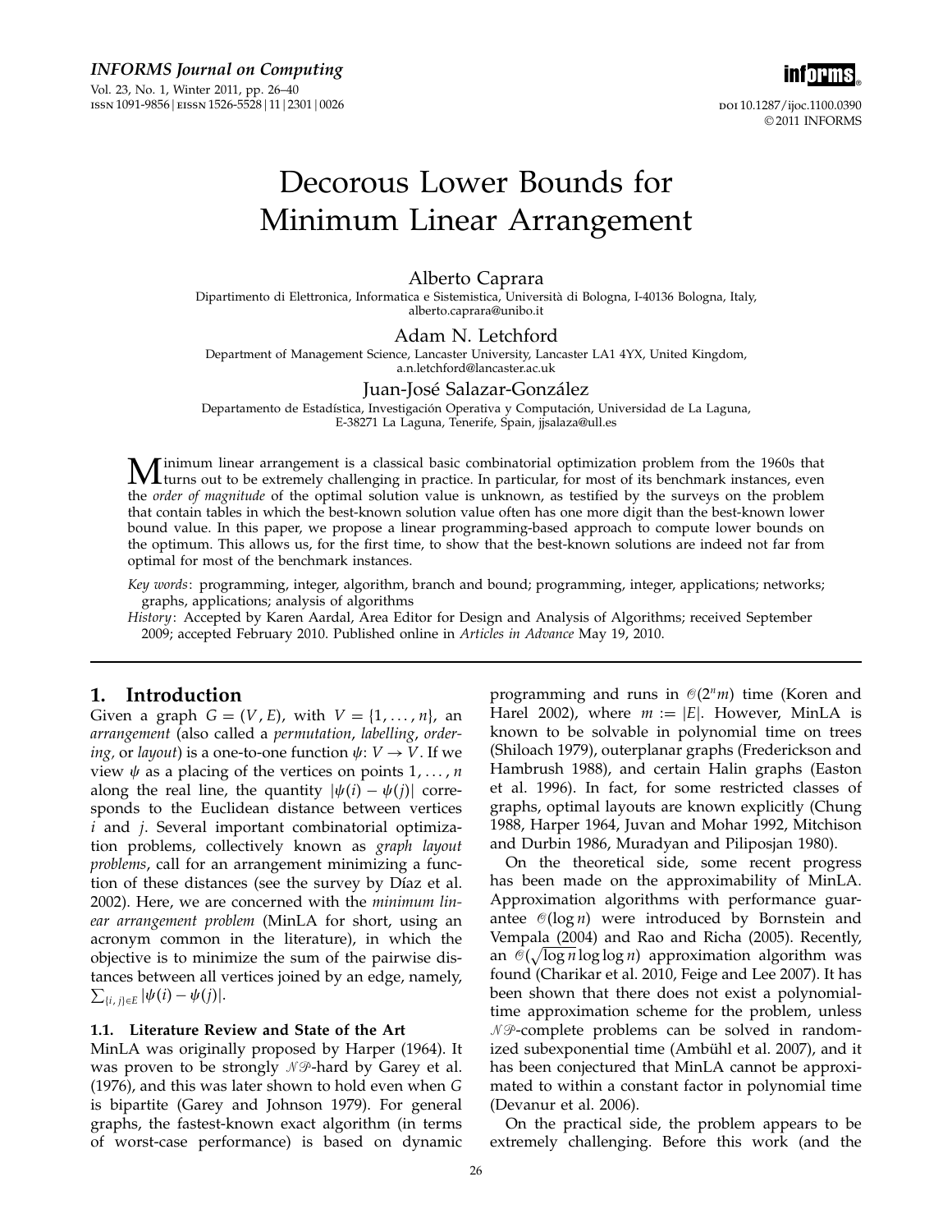# Decorous Lower Bounds for Minimum Linear Arrangement

Alberto Caprara
Dipartimento di Elettronica, Informatica e Sistemistica, Università di Bologna, I-40136 Bologna, Italy, alberto.caprara@unibo.it

Adam N. Letchford
Department of Management Science, Lancaster University, Lancaster LA1 4YX, United Kingdom, a.n.letchford@lancaster.ac.uk

Juan-José Salazar-González
Departamento de Estadística, Investigación Operativa y Computación, Universidad de La Laguna, E-38271 La Laguna, Tenerife, Spain, jjsalaza@ull.es

Minimum linear arrangement is a classical basic combinatorial optimization problem from the 1960s that turns out to be extremely challenging in practice. In particular, for most of its benchmark instances, even the *order of magnitude* of the optimal solution value is unknown, as testified by the surveys on the problem that contain tables in which the best-known solution value often has one more digit than the best-known lower bound value. In this paper, we propose a linear programming-based approach to compute lower bounds on the optimum. This allows us, for the first time, to show that the best-known solutions are indeed not far from optimal for most of the benchmark instances.

*Key words*: programming, integer, algorithm, branch and bound; programming, integer, applications; networks; graphs, applications; analysis of algorithms

*History*: Accepted by Karen Aardal, Area Editor for Design and Analysis of Algorithms; received September 2009; accepted February 2010. Published online in *Articles in Advance* May 19, 2010.

## 1. Introduction

Given a graph $G = (V, E)$, with $V = \{1, \ldots, n\}$, an *arrangement* (also called a *permutation*, *labelling*, *ordering*, or *layout*) is a one-to-one function $\psi: V \to V$. If we view $\psi$ as a placing of the vertices on points $1, \ldots, n$ along the real line, the quantity $|\psi(i) - \psi(j)|$ corresponds to the Euclidean distance between vertices $i$ and $j$. Several important combinatorial optimization problems, collectively known as *graph layout problems*, call for an arrangement minimizing a function of these distances (see the survey by Díaz et al. 2002). Here, we are concerned with the *minimum linear arrangement problem* (MinLA for short, using an acronym common in the literature), in which the objective is to minimize the sum of the pairwise distances between all vertices joined by an edge, namely, $\sum_{\{i,j\}\in E} |\psi(i) - \psi(j)|$.

### 1.1. Literature Review and State of the Art

MinLA was originally proposed by Harper (1964). It was proven to be strongly $\mathcal{NP}$-hard by Garey et al. (1976), and this was later shown to hold even when $G$ is bipartite (Garey and Johnson 1979). For general graphs, the fastest-known exact algorithm (in terms of worst-case performance) is based on dynamic programming and runs in $\mathcal{O}(2^n m)$ time (Koren and Harel 2002), where $m := |E|$. However, MinLA is known to be solvable in polynomial time on trees (Shiloach 1979), outerplanar graphs (Frederickson and Hambrush 1988), and certain Halin graphs (Easton et al. 1996). In fact, for some restricted classes of graphs, optimal layouts are known explicitly (Chung 1988, Harper 1964, Juvan and Mohar 1992, Mitchison and Durbin 1986, Muradyan and Piliposjan 1980).

On the theoretical side, some recent progress has been made on the approximability of MinLA. Approximation algorithms with performance guarantee $\mathcal{O}(\log n)$ were introduced by Bornstein and Vempala (2004) and Rao and Richa (2005). Recently, an $\mathcal{O}(\sqrt{\log n} \log \log n)$ approximation algorithm was found (Charikar et al. 2010, Feige and Lee 2007). It has been shown that there does not exist a polynomial-time approximation scheme for the problem, unless $\mathcal{NP}$-complete problems can be solved in randomized subexponential time (Ambühl et al. 2007), and it has been conjectured that MinLA cannot be approximated to within a constant factor in polynomial time (Devanur et al. 2006).

On the practical side, the problem appears to be extremely challenging. Before this work (and the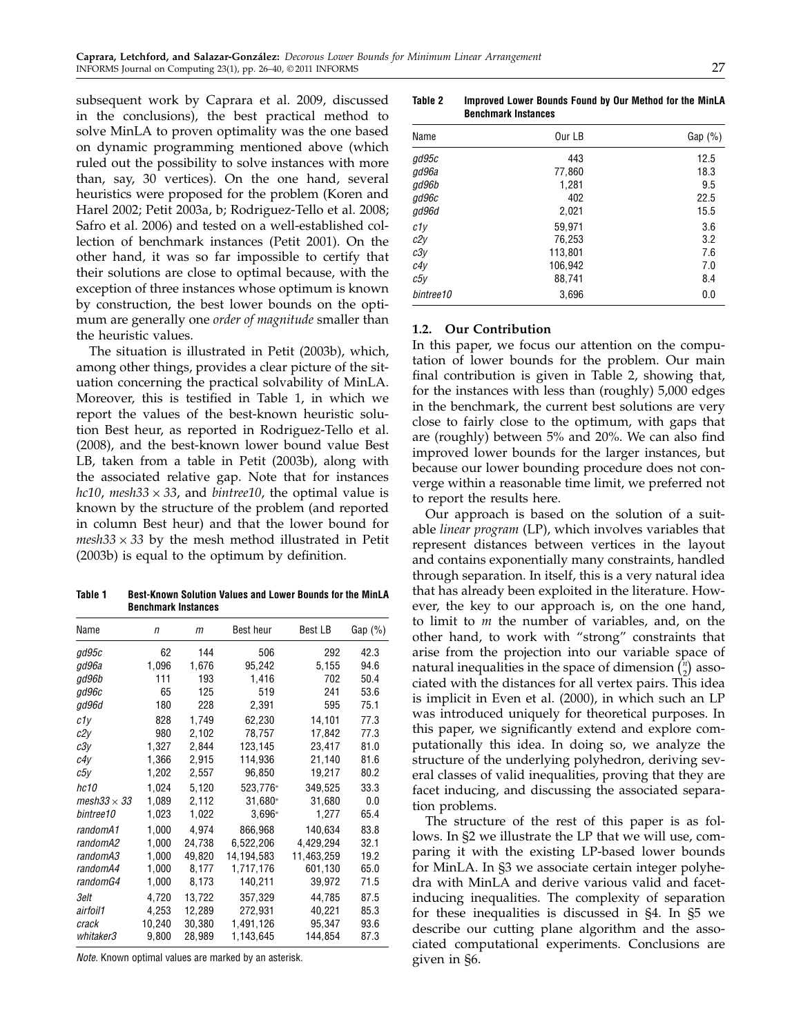subsequent work by Caprara et al. 2009, discussed in the conclusions), the best practical method to solve MinLA to proven optimality was the one based on dynamic programming mentioned above (which ruled out the possibility to solve instances with more than, say, 30 vertices). On the one hand, several heuristics were proposed for the problem (Koren and Harel 2002; Petit 2003a, b; Rodriguez-Tello et al. 2008; Safro et al. 2006) and tested on a well-established collection of benchmark instances (Petit 2001). On the other hand, it was so far impossible to certify that their solutions are close to optimal because, with the exception of three instances whose optimum is known by construction, the best lower bounds on the optimum are generally one *order of magnitude* smaller than the heuristic values.

The situation is illustrated in Petit (2003b), which, among other things, provides a clear picture of the situation concerning the practical solvability of MinLA. Moreover, this is testified in Table 1, in which we report the values of the best-known heuristic solution Best heur, as reported in Rodriguez-Tello et al. (2008), and the best-known lower bound value Best LB, taken from a table in Petit (2003b), along with the associated relative gap. Note that for instances *hc10*, *mesh33* × *33*, and *bintree10*, the optimal value is known by the structure of the problem (and reported in column Best heur) and that the lower bound for *mesh33* × *33* by the mesh method illustrated in Petit (2003b) is equal to the optimum by definition.

**Table 1 Best-Known Solution Values and Lower Bounds for the MinLA Benchmark Instances**

| Name | $n$ | $m$ | Best heur | Best LB | Gap (%) |
|---|---|---|---|---|---|
| *gd95c* | 62 | 144 | 506 | 292 | 42.3 |
| *gd96a* | 1,096 | 1,676 | 95,242 | 5,155 | 94.6 |
| *gd96b* | 111 | 193 | 1,416 | 702 | 50.4 |
| *gd96c* | 65 | 125 | 519 | 241 | 53.6 |
| *gd96d* | 180 | 228 | 2,391 | 595 | 75.1 |
| *c1y* | 828 | 1,749 | 62,230 | 14,101 | 77.3 |
| *c2y* | 980 | 2,102 | 78,757 | 17,842 | 77.3 |
| *c3y* | 1,327 | 2,844 | 123,145 | 23,417 | 81.0 |
| *c4y* | 1,366 | 2,915 | 114,936 | 21,140 | 81.6 |
| *c5y* | 1,202 | 2,557 | 96,850 | 19,217 | 80.2 |
| *hc10* | 1,024 | 5,120 | 523,776* | 349,525 | 33.3 |
| *mesh33* × *33* | 1,089 | 2,112 | 31,680* | 31,680 | 0.0 |
| *bintree10* | 1,023 | 1,022 | 3,696* | 1,277 | 65.4 |
| *randomA1* | 1,000 | 4,974 | 866,968 | 140,634 | 83.8 |
| *randomA2* | 1,000 | 24,738 | 6,522,206 | 4,429,294 | 32.1 |
| *randomA3* | 1,000 | 49,820 | 14,194,583 | 11,463,259 | 19.2 |
| *randomA4* | 1,000 | 8,177 | 1,717,176 | 601,130 | 65.0 |
| *randomG4* | 1,000 | 8,173 | 140,211 | 39,972 | 71.5 |
| *3elt* | 4,720 | 13,722 | 357,329 | 44,785 | 87.5 |
| *airfoil1* | 4,253 | 12,289 | 272,931 | 40,221 | 85.3 |
| *crack* | 10,240 | 30,380 | 1,491,126 | 95,347 | 93.6 |
| *whitaker3* | 9,800 | 28,989 | 1,143,645 | 144,854 | 87.3 |

*Note.* Known optimal values are marked by an asterisk.

**Table 2 Improved Lower Bounds Found by Our Method for the MinLA Benchmark Instances**

| Name | Our LB | Gap (%) |
|---|---|---|
| *gd95c* | 443 | 12.5 |
| *gd96a* | 77,860 | 18.3 |
| *gd96b* | 1,281 | 9.5 |
| *gd96c* | 402 | 22.5 |
| *gd96d* | 2,021 | 15.5 |
| *c1y* | 59,971 | 3.6 |
| *c2y* | 76,253 | 3.2 |
| *c3y* | 113,801 | 7.6 |
| *c4y* | 106,942 | 7.0 |
| *c5y* | 88,741 | 8.4 |
| *bintree10* | 3,696 | 0.0 |

### 1.2. Our Contribution

In this paper, we focus our attention on the computation of lower bounds for the problem. Our main final contribution is given in Table 2, showing that, for the instances with less than (roughly) 5,000 edges in the benchmark, the current best solutions are very close to fairly close to the optimum, with gaps that are (roughly) between 5% and 20%. We can also find improved lower bounds for the larger instances, but because our lower bounding procedure does not converge within a reasonable time limit, we preferred not to report the results here.

Our approach is based on the solution of a suitable *linear program* (LP), which involves variables that represent distances between vertices in the layout and contains exponentially many constraints, handled through separation. In itself, this is a very natural idea that has already been exploited in the literature. However, the key to our approach is, on the one hand, to limit to $m$ the number of variables, and, on the other hand, to work with "strong" constraints that arise from the projection into our variable space of natural inequalities in the space of dimension $\binom{n}{2}$ associated with the distances for all vertex pairs. This idea is implicit in Even et al. (2000), in which such an LP was introduced uniquely for theoretical purposes. In this paper, we significantly extend and explore computationally this idea. In doing so, we analyze the structure of the underlying polyhedron, deriving several classes of valid inequalities, proving that they are facet inducing, and discussing the associated separation problems.

The structure of the rest of this paper is as follows. In §2 we illustrate the LP that we will use, comparing it with the existing LP-based lower bounds for MinLA. In §3 we associate certain integer polyhedra with MinLA and derive various valid and facet-inducing inequalities. The complexity of separation for these inequalities is discussed in §4. In §5 we describe our cutting plane algorithm and the associated computational experiments. Conclusions are given in §6.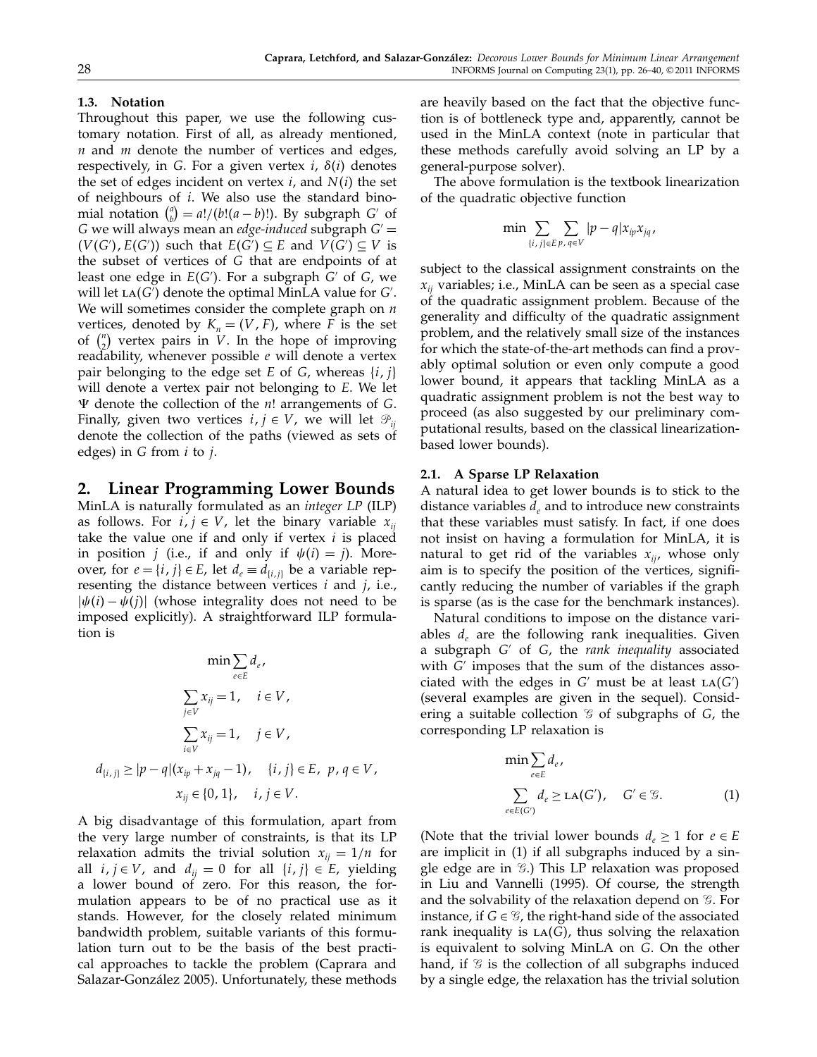### 1.3. Notation

Throughout this paper, we use the following customary notation. First of all, as already mentioned, $n$ and $m$ denote the number of vertices and edges, respectively, in $G$. For a given vertex $i$, $\delta(i)$ denotes the set of edges incident on vertex $i$, and $N(i)$ the set of neighbours of $i$. We also use the standard binomial notation $\binom{a}{b} = a!/(b!(a-b)!)$. By subgraph $G'$ of $G$ we will always mean an *edge-induced* subgraph $G' = (V(G'), E(G'))$ such that $E(G') \subseteq E$ and $V(G') \subseteq V$ is the subset of vertices of $G$ that are endpoints of at least one edge in $E(G')$. For a subgraph $G'$ of $G$, we will let $\text{LA}(G')$ denote the optimal MinLA value for $G'$. We will sometimes consider the complete graph on $n$ vertices, denoted by $K_n = (V, F)$, where $F$ is the set of $\binom{n}{2}$ vertex pairs in $V$. In the hope of improving readability, whenever possible $e$ will denote a vertex pair belonging to the edge set $E$ of $G$, whereas $\{i, j\}$ will denote a vertex pair not belonging to $E$. We let $\Psi$ denote the collection of the $n!$ arrangements of $G$. Finally, given two vertices $i, j \in V$, we will let $\mathcal{P}_{ij}$ denote the collection of the paths (viewed as sets of edges) in $G$ from $i$ to $j$.

## 2. Linear Programming Lower Bounds

MinLA is naturally formulated as an *integer LP* (ILP) as follows. For $i, j \in V$, let the binary variable $x_{ij}$ take the value one if and only if vertex $i$ is placed in position $j$ (i.e., if and only if $\psi(i) = j$). Moreover, for $e = \{i, j\} \in E$, let $d_e \equiv d_{\{i,j\}}$ be a variable representing the distance between vertices $i$ and $j$, i.e., $|\psi(i) - \psi(j)|$ (whose integrality does not need to be imposed explicitly). A straightforward ILP formulation is

$$
\begin{gathered}
\min \sum_{e \in E} d_e, \\
\sum_{j \in V} x_{ij} = 1, \quad i \in V, \\
\sum_{i \in V} x_{ij} = 1, \quad j \in V, \\
d_{\{i,j\}} \geq |p - q|(x_{ip} + x_{jq} - 1), \quad \{i, j\} \in E, \; p, q \in V, \\
x_{ij} \in \{0, 1\}, \quad i, j \in V.
\end{gathered}
$$

A big disadvantage of this formulation, apart from the very large number of constraints, is that its LP relaxation admits the trivial solution $x_{ij} = 1/n$ for all $i, j \in V$, and $d_{ij} = 0$ for all $\{i, j\} \in E$, yielding a lower bound of zero. For this reason, the formulation appears to be of no practical use as it stands. However, for the closely related minimum bandwidth problem, suitable variants of this formulation turn out to be the basis of the best practical approaches to tackle the problem (Caprara and Salazar-González 2005). Unfortunately, these methods are heavily based on the fact that the objective function is of bottleneck type and, apparently, cannot be used in the MinLA context (note in particular that these methods carefully avoid solving an LP by a general-purpose solver).

The above formulation is the textbook linearization of the quadratic objective function

$$
\min \sum_{\{i,j\} \in E} \sum_{p, q \in V} |p - q| x_{ip} x_{jq},
$$

subject to the classical assignment constraints on the $x_{ij}$ variables; i.e., MinLA can be seen as a special case of the quadratic assignment problem. Because of the generality and difficulty of the quadratic assignment problem, and the relatively small size of the instances for which the state-of-the-art methods can find a provably optimal solution or even only compute a good lower bound, it appears that tackling MinLA as a quadratic assignment problem is not the best way to proceed (as also suggested by our preliminary computational results, based on the classical linearization-based lower bounds).

### 2.1. A Sparse LP Relaxation

A natural idea to get lower bounds is to stick to the distance variables $d_e$ and to introduce new constraints that these variables must satisfy. In fact, if one does not insist on having a formulation for MinLA, it is natural to get rid of the variables $x_{ij}$, whose only aim is to specify the position of the vertices, significantly reducing the number of variables if the graph is sparse (as is the case for the benchmark instances).

Natural conditions to impose on the distance variables $d_e$ are the following rank inequalities. Given a subgraph $G'$ of $G$, the *rank inequality* associated with $G'$ imposes that the sum of the distances associated with the edges in $G'$ must be at least $\text{LA}(G')$ (several examples are given in the sequel). Considering a suitable collection $\mathcal{G}$ of subgraphs of $G$, the corresponding LP relaxation is

$$
\begin{gathered}
\min \sum_{e \in E} d_e, \\
\sum_{e \in E(G')} d_e \geq \text{LA}(G'), \quad G' \in \mathcal{G}. \qquad (1)
\end{gathered}
$$

(Note that the trivial lower bounds $d_e \geq 1$ for $e \in E$ are implicit in (1) if all subgraphs induced by a single edge are in $\mathcal{G}$.) This LP relaxation was proposed in Liu and Vannelli (1995). Of course, the strength and the solvability of the relaxation depend on $\mathcal{G}$. For instance, if $G \in \mathcal{G}$, the right-hand side of the associated rank inequality is $\text{LA}(G)$, thus solving the relaxation is equivalent to solving MinLA on $G$. On the other hand, if $\mathcal{G}$ is the collection of all subgraphs induced by a single edge, the relaxation has the trivial solution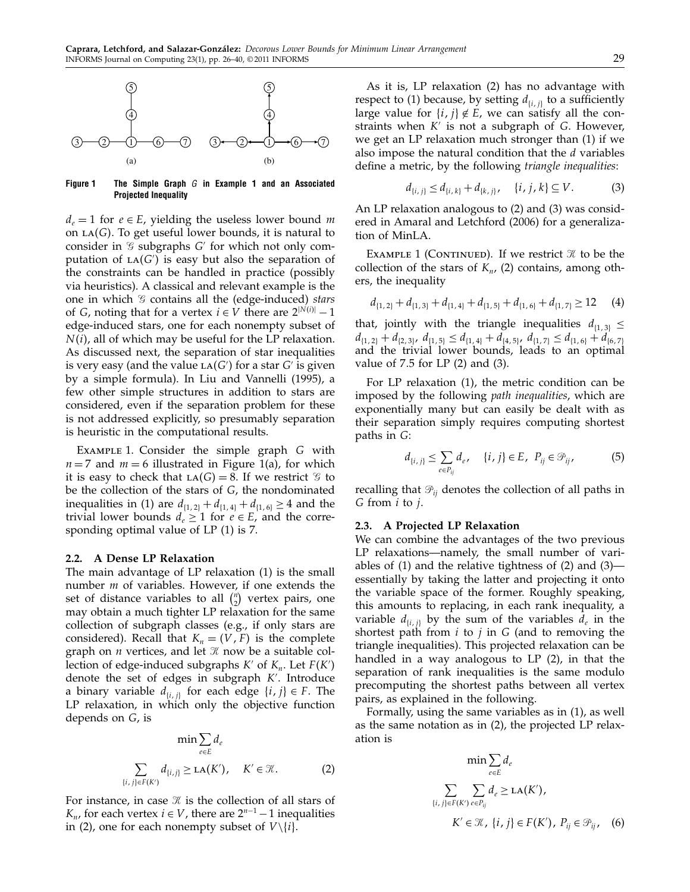**Figure 1** The Simple Graph $G$ in Example 1 and an Associated Projected Inequality

$d_e = 1$ for $e \in E$, yielding the useless lower bound $m$ on $\text{LA}(G)$. To get useful lower bounds, it is natural to consider in $\mathcal{G}$ subgraphs $G'$ for which not only computation of $\text{LA}(G')$ is easy but also the separation of the constraints can be handled in practice (possibly via heuristics). A classical and relevant example is the one in which $\mathcal{G}$ contains all the (edge-induced) *stars* of $G$, noting that for a vertex $i \in V$ there are $2^{|N(i)|} - 1$ edge-induced stars, one for each nonempty subset of $N(i)$, all of which may be useful for the LP relaxation. As discussed next, the separation of star inequalities is very easy (and the value $\text{LA}(G')$ for a star $G'$ is given by a simple formula). In Liu and Vannelli (1995), a few other simple structures in addition to stars are considered, even if the separation problem for these is not addressed explicitly, so presumably separation is heuristic in the computational results.

Example 1. Consider the simple graph $G$ with $n = 7$ and $m = 6$ illustrated in Figure 1(a), for which it is easy to check that $\text{LA}(G) = 8$. If we restrict $\mathcal{G}$ to be the collection of the stars of $G$, the nondominated inequalities in (1) are $d_{\{1,2\}} + d_{\{1,4\}} + d_{\{1,6\}} \geq 4$ and the trivial lower bounds $d_e \geq 1$ for $e \in E$, and the corresponding optimal value of LP (1) is 7.

### 2.2. A Dense LP Relaxation

The main advantage of LP relaxation (1) is the small number $m$ of variables. However, if one extends the set of distance variables to all $\binom{n}{2}$ vertex pairs, one may obtain a much tighter LP relaxation for the same collection of subgraph classes (e.g., if only stars are considered). Recall that $K_n = (V, F)$ is the complete graph on $n$ vertices, and let $\mathcal{K}$ now be a suitable collection of edge-induced subgraphs $K'$ of $K_n$. Let $F(K')$ denote the set of edges in subgraph $K'$. Introduce a binary variable $d_{\{i,j\}}$ for each edge $\{i, j\} \in F$. The LP relaxation, in which only the objective function depends on $G$, is

$$\min \sum_{e \in E} d_e$$

$$\sum_{\{i,j\} \in F(K')} d_{\{i,j\}} \geq \text{LA}(K'), \quad K' \in \mathcal{K}. \tag{2}$$

For instance, in case $\mathcal{K}$ is the collection of all stars of $K_n$, for each vertex $i \in V$, there are $2^{n-1} - 1$ inequalities in (2), one for each nonempty subset of $V \setminus \{i\}$.

As it is, LP relaxation (2) has no advantage with respect to (1) because, by setting $d_{\{i,j\}}$ to a sufficiently large value for $\{i, j\} \notin E$, we can satisfy all the constraints when $K'$ is not a subgraph of $G$. However, we get an LP relaxation much stronger than (1) if we also impose the natural condition that the $d$ variables define a metric, by the following *triangle inequalities*:

$$d_{\{i,j\}} \leq d_{\{i,k\}} + d_{\{k,j\}}, \quad \{i, j, k\} \subseteq V. \tag{3}$$

An LP relaxation analogous to (2) and (3) was considered in Amaral and Letchford (2006) for a generalization of MinLA.

Example 1 (Continued). If we restrict $\mathcal{K}$ to be the collection of the stars of $K_n$, (2) contains, among others, the inequality

$$d_{\{1,2\}} + d_{\{1,3\}} + d_{\{1,4\}} + d_{\{1,5\}} + d_{\{1,6\}} + d_{\{1,7\}} \geq 12 \tag{4}$$

that, jointly with the triangle inequalities $d_{\{1,3\}} \leq d_{\{1,2\}} + d_{\{2,3\}}$, $d_{\{1,5\}} \leq d_{\{1,4\}} + d_{\{4,5\}}$, $d_{\{1,7\}} \leq d_{\{1,6\}} + d_{\{6,7\}}$ and the trivial lower bounds, leads to an optimal value of 7.5 for LP (2) and (3).

For LP relaxation (1), the metric condition can be imposed by the following *path inequalities*, which are exponentially many but can easily be dealt with as their separation simply requires computing shortest paths in $G$:

$$d_{\{i,j\}} \leq \sum_{e \in P_{ij}} d_e, \quad \{i, j\} \in E, \; P_{ij} \in \mathcal{P}_{ij}, \tag{5}$$

recalling that $\mathcal{P}_{ij}$ denotes the collection of all paths in $G$ from $i$ to $j$.

### 2.3. A Projected LP Relaxation

We can combine the advantages of the two previous LP relaxations—namely, the small number of variables of (1) and the relative tightness of (2) and (3)—essentially by taking the latter and projecting it onto the variable space of the former. Roughly speaking, this amounts to replacing, in each rank inequality, a variable $d_{\{i,j\}}$ by the sum of the variables $d_e$ in the shortest path from $i$ to $j$ in $G$ (and to removing the triangle inequalities). This projected relaxation can be handled in a way analogous to LP (2), in that the separation of rank inequalities is the same modulo precomputing the shortest paths between all vertex pairs, as explained in the following.

Formally, using the same variables as in (1), as well as the same notation as in (2), the projected LP relaxation is

$$\min \sum_{e \in E} d_e$$

$$\sum_{\{i,j\} \in F(K')} \sum_{e \in P_{ij}} d_e \geq \text{LA}(K'),$$

$$K' \in \mathcal{K}, \; \{i, j\} \in F(K'), \; P_{ij} \in \mathcal{P}_{ij}, \tag{6}$$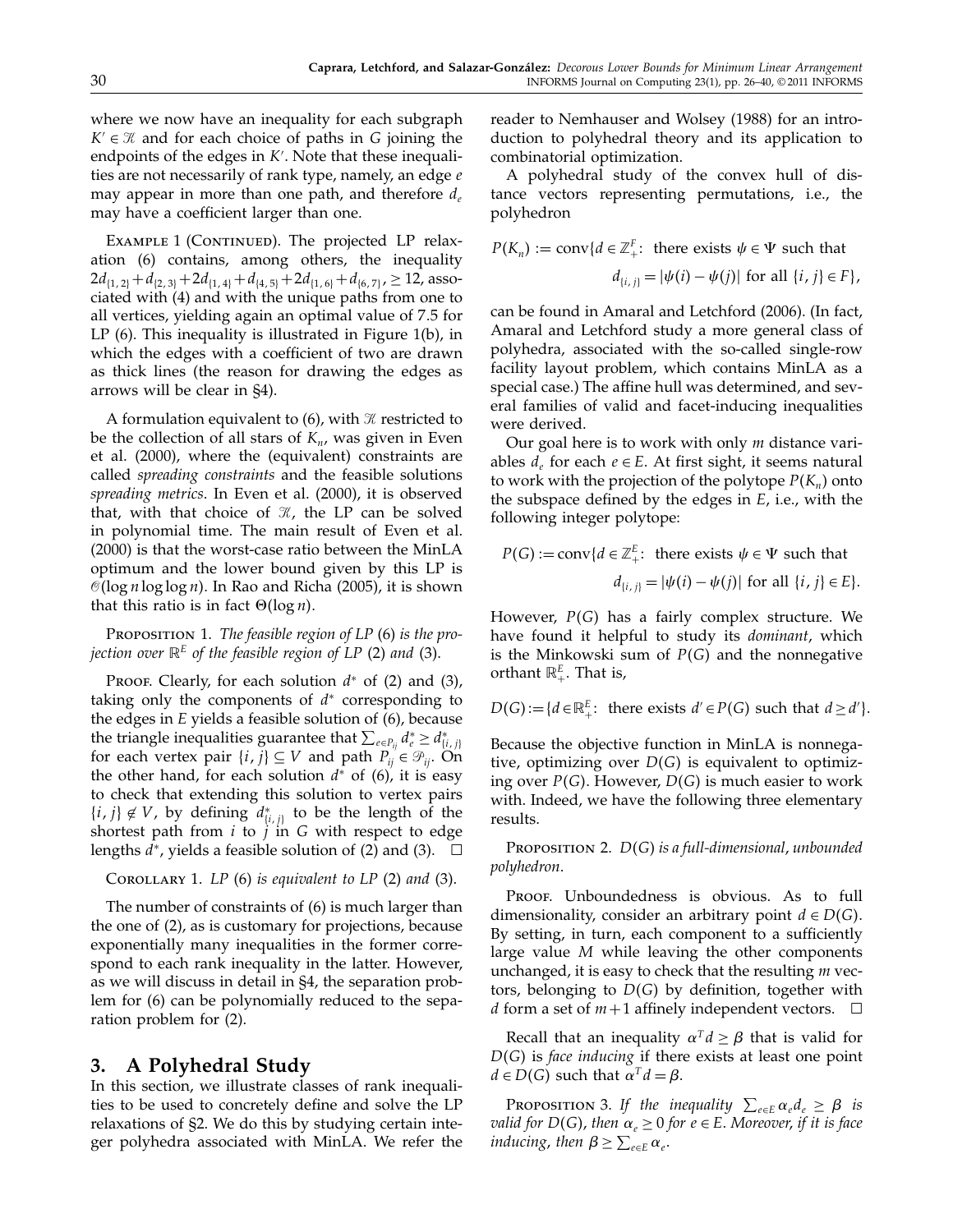where we now have an inequality for each subgraph $K' \in \mathcal{K}$ and for each choice of paths in $G$ joining the endpoints of the edges in $K'$. Note that these inequalities are not necessarily of rank type, namely, an edge $e$ may appear in more than one path, and therefore $d_e$ may have a coefficient larger than one.

Example 1 (Continued). The projected LP relaxation (6) contains, among others, the inequality $2d_{\{1,2\}} + d_{\{2,3\}} + 2d_{\{1,4\}} + d_{\{4,5\}} + 2d_{\{1,6\}} + d_{\{6,7\}} \geq 12$, associated with (4) and with the unique paths from one to all vertices, yielding again an optimal value of 7.5 for LP (6). This inequality is illustrated in Figure 1(b), in which the edges with a coefficient of two are drawn as thick lines (the reason for drawing the edges as arrows will be clear in §4).

A formulation equivalent to (6), with $\mathcal{K}$ restricted to be the collection of all stars of $K_n$, was given in Even et al. (2000), where the (equivalent) constraints are called *spreading constraints* and the feasible solutions *spreading metrics*. In Even et al. (2000), it is observed that, with that choice of $\mathcal{K}$, the LP can be solved in polynomial time. The main result of Even et al. (2000) is that the worst-case ratio between the MinLA optimum and the lower bound given by this LP is $\mathcal{O}(\log n \log\log n)$. In Rao and Richa (2005), it is shown that this ratio is in fact $\Theta(\log n)$.

Proposition 1. *The feasible region of LP* (6) *is the projection over* $\mathbb{R}^E$ *of the feasible region of LP* (2) *and* (3).

Proof. Clearly, for each solution $d^*$ of (2) and (3), taking only the components of $d^*$ corresponding to the edges in $E$ yields a feasible solution of (6), because the triangle inequalities guarantee that $\sum_{e \in P_{ij}} d_e^* \geq d_{\{i,j\}}^*$ for each vertex pair $\{i, j\} \subseteq V$ and path $P_{ij} \in \mathcal{P}_{ij}$. On the other hand, for each solution $d^*$ of (6), it is easy to check that extending this solution to vertex pairs $\{i, j\} \notin V$, by defining $d_{\{i,j\}}^*$ to be the length of the shortest path from $i$ to $j$ in $G$ with respect to edge lengths $d^*$, yields a feasible solution of (2) and (3). $\square$

Corollary 1. *LP* (6) *is equivalent to LP* (2) *and* (3).

The number of constraints of (6) is much larger than the one of (2), as is customary for projections, because exponentially many inequalities in the former correspond to each rank inequality in the latter. However, as we will discuss in detail in §4, the separation problem for (6) can be polynomially reduced to the separation problem for (2).

## 3. A Polyhedral Study

In this section, we illustrate classes of rank inequalities to be used to concretely define and solve the LP relaxations of §2. We do this by studying certain integer polyhedra associated with MinLA. We refer the reader to Nemhauser and Wolsey (1988) for an introduction to polyhedral theory and its application to combinatorial optimization.

A polyhedral study of the convex hull of distance vectors representing permutations, i.e., the polyhedron

$$P(K_n) := \text{conv}\{d \in \mathbb{Z}_+^F\colon \text{ there exists } \psi \in \Psi \text{ such that } d_{\{i,j\}} = |\psi(i) - \psi(j)| \text{ for all } \{i, j\} \in F\},$$

can be found in Amaral and Letchford (2006). (In fact, Amaral and Letchford study a more general class of polyhedra, associated with the so-called single-row facility layout problem, which contains MinLA as a special case.) The affine hull was determined, and several families of valid and facet-inducing inequalities were derived.

Our goal here is to work with only $m$ distance variables $d_e$ for each $e \in E$. At first sight, it seems natural to work with the projection of the polytope $P(K_n)$ onto the subspace defined by the edges in $E$, i.e., with the following integer polytope:

$$P(G) := \text{conv}\{d \in \mathbb{Z}_+^E\colon \text{ there exists } \psi \in \Psi \text{ such that } d_{\{i,j\}} = |\psi(i) - \psi(j)| \text{ for all } \{i, j\} \in E\}.$$

However, $P(G)$ has a fairly complex structure. We have found it helpful to study its *dominant*, which is the Minkowski sum of $P(G)$ and the nonnegative orthant $\mathbb{R}_+^E$. That is,

$$D(G) := \{d \in \mathbb{R}_+^E\colon \text{ there exists } d' \in P(G) \text{ such that } d \geq d'\}.$$

Because the objective function in MinLA is nonnegative, optimizing over $D(G)$ is equivalent to optimizing over $P(G)$. However, $D(G)$ is much easier to work with. Indeed, we have the following three elementary results.

Proposition 2. $D(G)$ *is a full-dimensional*, *unbounded polyhedron*.

Proof. Unboundedness is obvious. As to full dimensionality, consider an arbitrary point $d \in D(G)$. By setting, in turn, each component to a sufficiently large value $M$ while leaving the other components unchanged, it is easy to check that the resulting $m$ vectors, belonging to $D(G)$ by definition, together with $d$ form a set of $m+1$ affinely independent vectors. $\square$

Recall that an inequality $\alpha^T d \geq \beta$ that is valid for $D(G)$ is *face inducing* if there exists at least one point $d \in D(G)$ such that $\alpha^T d = \beta$.

Proposition 3. *If the inequality* $\sum_{e \in E} \alpha_e d_e \geq \beta$ *is valid for* $D(G)$, *then* $\alpha_e \geq 0$ *for* $e \in E$. *Moreover*, *if it is face inducing*, *then* $\beta \geq \sum_{e \in E} \alpha_e$.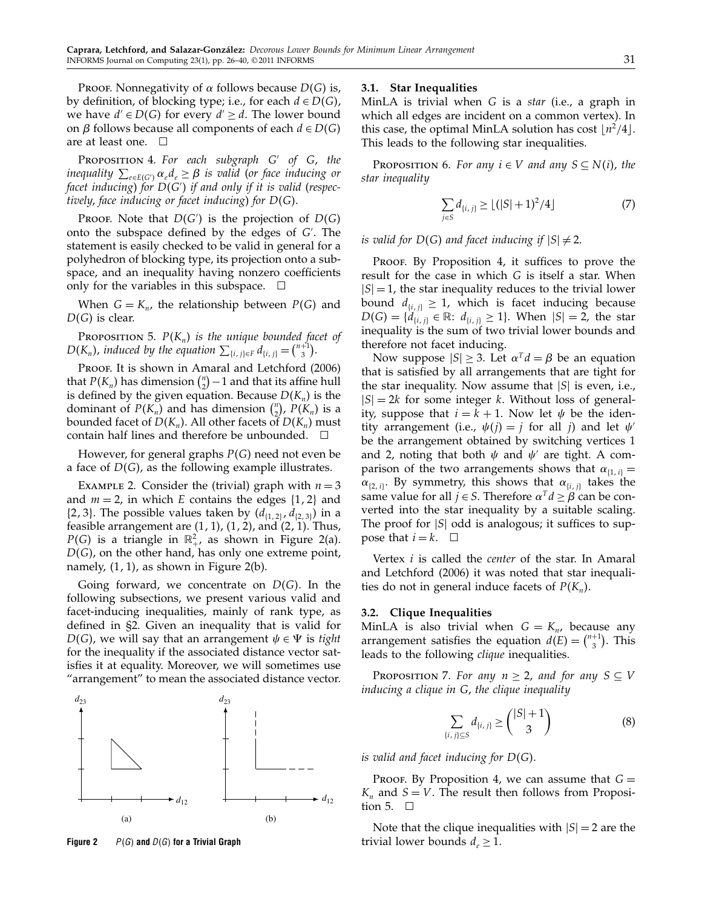PROOF. Nonnegativity of $\alpha$ follows because $D(G)$ is, by definition, of blocking type; i.e., for each $d \in D(G)$, we have $d' \in D(G)$ for every $d' \geq d$. The lower bound on $\beta$ follows because all components of each $d \in D(G)$ are at least one. $\square$

PROPOSITION 4. *For each subgraph $G'$ of $G$, the inequality $\sum_{e \in E(G')} \alpha_e d_e \geq \beta$ is valid (or face inducing or facet inducing) for $D(G')$ if and only if it is valid (respectively, face inducing or facet inducing) for $D(G)$.*

PROOF. Note that $D(G')$ is the projection of $D(G)$ onto the subspace defined by the edges of $G'$. The statement is easily checked to be valid in general for a polyhedron of blocking type, its projection onto a subspace, and an inequality having nonzero coefficients only for the variables in this subspace. $\square$

When $G = K_n$, the relationship between $P(G)$ and $D(G)$ is clear.

PROPOSITION 5. *$P(K_n)$ is the unique bounded facet of $D(K_n)$, induced by the equation $\sum_{\{i,j\} \in F} d_{\{i,j\}} = \binom{n+1}{3}$.*

PROOF. It is shown in Amaral and Letchford (2006) that $P(K_n)$ has dimension $\binom{n}{2} - 1$ and that its affine hull is defined by the given equation. Because $D(K_n)$ is the dominant of $P(K_n)$ and has dimension $\binom{n}{2}$, $P(K_n)$ is a bounded facet of $D(K_n)$. All other facets of $D(K_n)$ must contain half lines and therefore be unbounded. $\square$

However, for general graphs $P(G)$ need not even be a face of $D(G)$, as the following example illustrates.

EXAMPLE 2. Consider the (trivial) graph with $n = 3$ and $m = 2$, in which $E$ contains the edges $\{1, 2\}$ and $\{2, 3\}$. The possible values taken by $(d_{\{1,2\}}, d_{\{2,3\}})$ in a feasible arrangement are $(1, 1)$, $(1, 2)$, and $(2, 1)$. Thus, $P(G)$ is a triangle in $\mathbb{R}^2_+$, as shown in Figure 2(a). $D(G)$, on the other hand, has only one extreme point, namely, $(1, 1)$, as shown in Figure 2(b).

Going forward, we concentrate on $D(G)$. In the following subsections, we present various valid and facet-inducing inequalities, mainly of rank type, as defined in §2. Given an inequality that is valid for $D(G)$, we will say that an arrangement $\psi \in \Psi$ is *tight* for the inequality if the associated distance vector satisfies it at equality. Moreover, we will sometimes use "arrangement" to mean the associated distance vector.

**Figure 2** $P(G)$ and $D(G)$ for a Trivial Graph

### 3.1. Star Inequalities

MinLA is trivial when $G$ is a *star* (i.e., a graph in which all edges are incident on a common vertex). In this case, the optimal MinLA solution has cost $\lfloor n^2/4 \rfloor$. This leads to the following star inequalities.

PROPOSITION 6. *For any $i \in V$ and any $S \subseteq N(i)$, the star inequality*

$$\sum_{j \in S} d_{\{i,j\}} \geq \lfloor (|S| + 1)^2/4 \rfloor \tag{7}$$

*is valid for $D(G)$ and facet inducing if $|S| \neq 2$.*

PROOF. By Proposition 4, it suffices to prove the result for the case in which $G$ is itself a star. When $|S| = 1$, the star inequality reduces to the trivial lower bound $d_{\{i,j\}} \geq 1$, which is facet inducing because $D(G) = \{d_{\{i,j\}} \in \mathbb{R}: d_{\{i,j\}} \geq 1\}$. When $|S| = 2$, the star inequality is the sum of two trivial lower bounds and therefore not facet inducing.

Now suppose $|S| \geq 3$. Let $\alpha^T d = \beta$ be an equation that is satisfied by all arrangements that are tight for the star inequality. Now assume that $|S|$ is even, i.e., $|S| = 2k$ for some integer $k$. Without loss of generality, suppose that $i = k + 1$. Now let $\psi$ be the identity arrangement (i.e., $\psi(j) = j$ for all $j$) and let $\psi'$ be the arrangement obtained by switching vertices 1 and 2, noting that both $\psi$ and $\psi'$ are tight. A comparison of the two arrangements shows that $\alpha_{\{1,i\}} = \alpha_{\{2,i\}}$. By symmetry, this shows that $\alpha_{\{i,j\}}$ takes the same value for all $j \in S$. Therefore $\alpha^T d \geq \beta$ can be converted into the star inequality by a suitable scaling. The proof for $|S|$ odd is analogous; it suffices to suppose that $i = k$. $\square$

Vertex $i$ is called the *center* of the star. In Amaral and Letchford (2006) it was noted that star inequalities do not in general induce facets of $P(K_n)$.

### 3.2. Clique Inequalities

MinLA is also trivial when $G = K_n$, because any arrangement satisfies the equation $d(E) = \binom{n+1}{3}$. This leads to the following *clique* inequalities.

PROPOSITION 7. *For any $n \geq 2$, and for any $S \subseteq V$ inducing a clique in $G$, the clique inequality*

$$\sum_{\{i,j\} \subseteq S} d_{\{i,j\}} \geq \binom{|S|+1}{3} \tag{8}$$

*is valid and facet inducing for $D(G)$.*

PROOF. By Proposition 4, we can assume that $G = K_n$ and $S = V$. The result then follows from Proposition 5. $\square$

Note that the clique inequalities with $|S| = 2$ are the trivial lower bounds $d_e \geq 1$.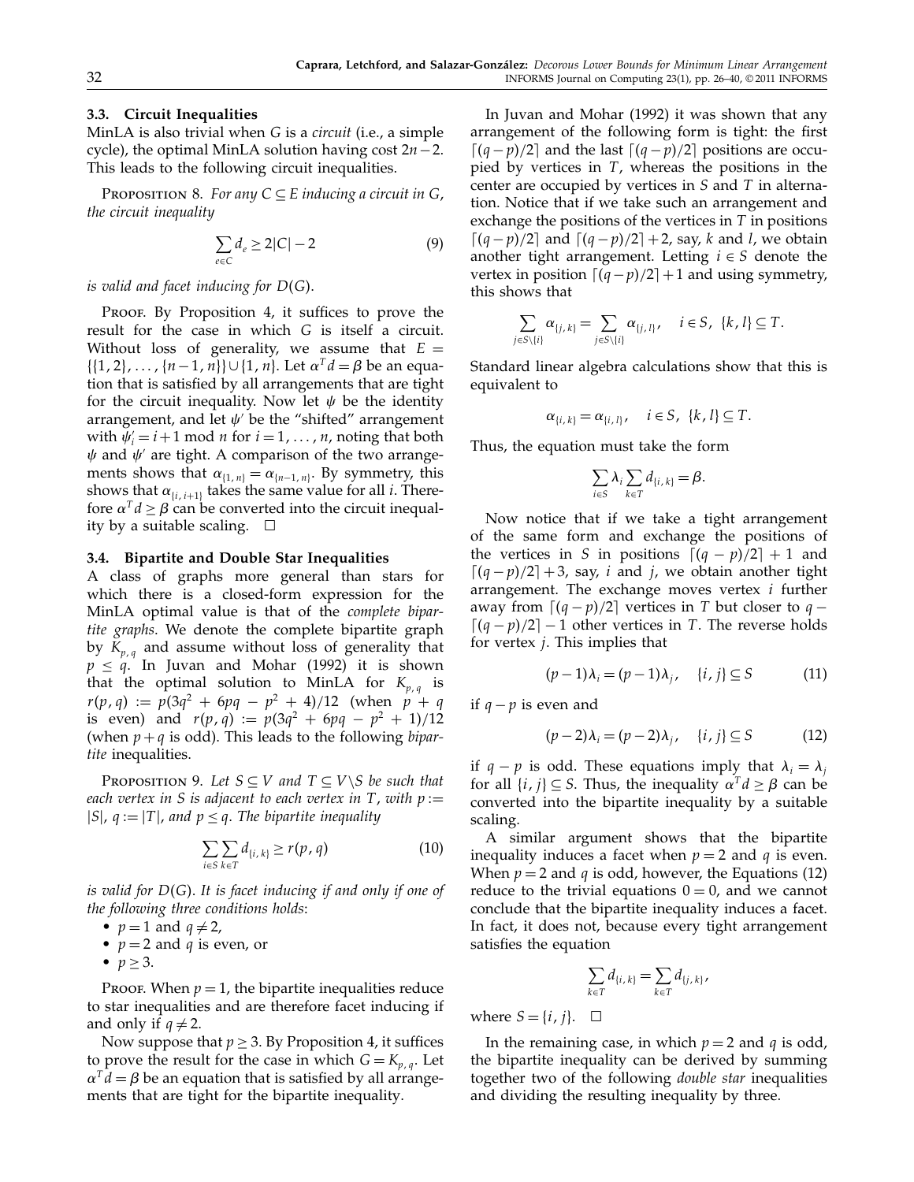### 3.3. Circuit Inequalities

MinLA is also trivial when $G$ is a *circuit* (i.e., a simple cycle), the optimal MinLA solution having cost $2n-2$. This leads to the following circuit inequalities.

PROPOSITION 8. *For any $C \subseteq E$ inducing a circuit in $G$, the circuit inequality*

$$\sum_{e \in C} d_e \geq 2|C| - 2 \tag{9}$$

*is valid and facet inducing for $D(G)$.*

PROOF. By Proposition 4, it suffices to prove the result for the case in which $G$ is itself a circuit. Without loss of generality, we assume that $E = \{\{1,2\}, \ldots, \{n-1, n\}\} \cup \{1, n\}$. Let $\alpha^T d = \beta$ be an equation that is satisfied by all arrangements that are tight for the circuit inequality. Now let $\psi$ be the identity arrangement, and let $\psi'$ be the "shifted" arrangement with $\psi'_i = i+1 \bmod n$ for $i = 1, \ldots, n$, noting that both $\psi$ and $\psi'$ are tight. A comparison of the two arrangements shows that $\alpha_{\{1,n\}} = \alpha_{\{n-1,n\}}$. By symmetry, this shows that $\alpha_{\{i,i+1\}}$ takes the same value for all $i$. Therefore $\alpha^T d \geq \beta$ can be converted into the circuit inequality by a suitable scaling. $\square$

### 3.4. Bipartite and Double Star Inequalities

A class of graphs more general than stars for which there is a closed-form expression for the MinLA optimal value is that of the *complete bipartite graphs*. We denote the complete bipartite graph by $K_{p,q}$ and assume without loss of generality that $p \leq q$. In Juvan and Mohar (1992) it is shown that the optimal solution to MinLA for $K_{p,q}$ is $r(p,q) := p(3q^2 + 6pq - p^2 + 4)/12$ (when $p+q$ is even) and $r(p,q) := p(3q^2 + 6pq - p^2 + 1)/12$ (when $p+q$ is odd). This leads to the following *bipartite* inequalities.

PROPOSITION 9. *Let $S \subseteq V$ and $T \subseteq V \backslash S$ be such that each vertex in $S$ is adjacent to each vertex in $T$, with $p := |S|$, $q := |T|$, and $p \leq q$. The bipartite inequality*

$$\sum_{i \in S} \sum_{k \in T} d_{\{i,k\}} \geq r(p,q) \tag{10}$$

*is valid for $D(G)$. It is facet inducing if and only if one of the following three conditions holds*:

- $p = 1$ and $q \neq 2$,
- $p = 2$ and $q$ is even, or
- $p \geq 3$.

PROOF. When $p = 1$, the bipartite inequalities reduce to star inequalities and are therefore facet inducing if and only if $q \neq 2$.

Now suppose that $p \geq 3$. By Proposition 4, it suffices to prove the result for the case in which $G = K_{p,q}$. Let $\alpha^T d = \beta$ be an equation that is satisfied by all arrangements that are tight for the bipartite inequality.

In Juvan and Mohar (1992) it was shown that any arrangement of the following form is tight: the first $\lceil (q-p)/2 \rceil$ and the last $\lceil (q-p)/2 \rceil$ positions are occupied by vertices in $T$, whereas the positions in the center are occupied by vertices in $S$ and $T$ in alternation. Notice that if we take such an arrangement and exchange the positions of the vertices in $T$ in positions $\lceil (q-p)/2 \rceil$ and $\lceil (q-p)/2 \rceil + 2$, say, $k$ and $l$, we obtain another tight arrangement. Letting $i \in S$ denote the vertex in position $\lceil (q-p)/2 \rceil + 1$ and using symmetry, this shows that

$$\sum_{j \in S \backslash \{i\}} \alpha_{\{j,k\}} = \sum_{j \in S \backslash \{i\}} \alpha_{\{j,l\}}, \quad i \in S, \ \{k, l\} \subseteq T.$$

Standard linear algebra calculations show that this is equivalent to

$$\alpha_{\{i,k\}} = \alpha_{\{i,l\}}, \quad i \in S, \ \{k, l\} \subseteq T.$$

Thus, the equation must take the form

$$\sum_{i \in S} \lambda_i \sum_{k \in T} d_{\{i,k\}} = \beta.$$

Now notice that if we take a tight arrangement of the same form and exchange the positions of the vertices in $S$ in positions $\lceil (q-p)/2 \rceil + 1$ and $\lceil (q-p)/2 \rceil + 3$, say, $i$ and $j$, we obtain another tight arrangement. The exchange moves vertex $i$ further away from $\lceil (q-p)/2 \rceil$ vertices in $T$ but closer to $q - \lceil (q-p)/2 \rceil - 1$ other vertices in $T$. The reverse holds for vertex $j$. This implies that

$$(p-1)\lambda_i = (p-1)\lambda_j, \quad \{i, j\} \subseteq S \tag{11}$$

if $q - p$ is even and

$$(p-2)\lambda_i = (p-2)\lambda_j, \quad \{i, j\} \subseteq S \tag{12}$$

if $q - p$ is odd. These equations imply that $\lambda_i = \lambda_j$ for all $\{i, j\} \subseteq S$. Thus, the inequality $\alpha^T d \geq \beta$ can be converted into the bipartite inequality by a suitable scaling.

A similar argument shows that the bipartite inequality induces a facet when $p = 2$ and $q$ is even. When $p = 2$ and $q$ is odd, however, the Equations (12) reduce to the trivial equations $0 = 0$, and we cannot conclude that the bipartite inequality induces a facet. In fact, it does not, because every tight arrangement satisfies the equation

$$\sum_{k \in T} d_{\{i,k\}} = \sum_{k \in T} d_{\{j,k\}},$$

where $S = \{i, j\}$. $\square$

In the remaining case, in which $p = 2$ and $q$ is odd, the bipartite inequality can be derived by summing together two of the following *double star* inequalities and dividing the resulting inequality by three.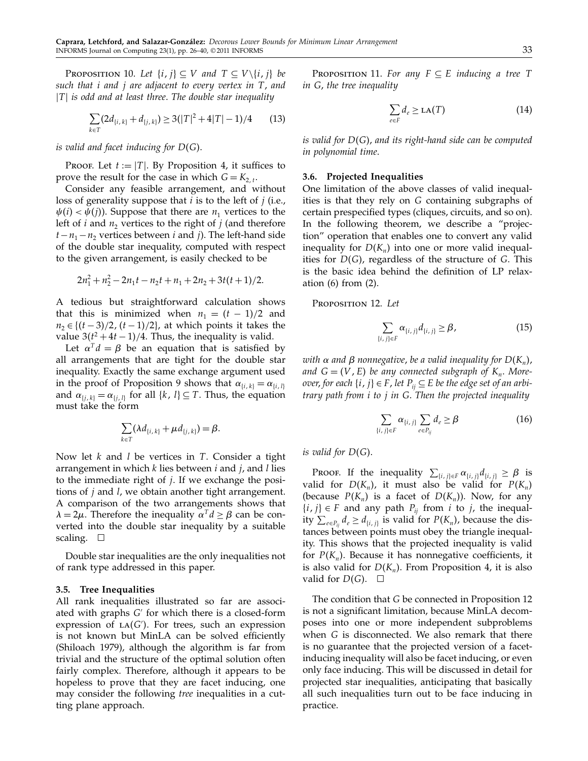**Proposition 10.** *Let $\{i, j\} \subseteq V$ and $T \subseteq V \setminus \{i, j\}$ be such that $i$ and $j$ are adjacent to every vertex in $T$, and $|T|$ is odd and at least three. The double star inequality*

$$\sum_{k \in T} (2d_{\{i,k\}} + d_{\{j,k\}}) \geq 3(|T|^2 + 4|T| - 1)/4 \qquad (13)$$

*is valid and facet inducing for $D(G)$.*

Proof. Let $t := |T|$. By Proposition 4, it suffices to prove the result for the case in which $G = K_{2,t}$.

Consider any feasible arrangement, and without loss of generality suppose that $i$ is to the left of $j$ (i.e., $\psi(i) < \psi(j)$). Suppose that there are $n_1$ vertices to the left of $i$ and $n_2$ vertices to the right of $j$ (and therefore $t - n_1 - n_2$ vertices between $i$ and $j$). The left-hand side of the double star inequality, computed with respect to the given arrangement, is easily checked to be

$$2n_1^2 + n_2^2 - 2n_1 t - n_2 t + n_1 + 2n_2 + 3t(t+1)/2.$$

A tedious but straightforward calculation shows that this is minimized when $n_1 = (t-1)/2$ and $n_2 \in \{(t-3)/2, (t-1)/2\}$, at which points it takes the value $3(t^2 + 4t - 1)/4$. Thus, the inequality is valid.

Let $\alpha^T d = \beta$ be an equation that is satisfied by all arrangements that are tight for the double star inequality. Exactly the same exchange argument used in the proof of Proposition 9 shows that $\alpha_{\{i,k\}} = \alpha_{\{i,l\}}$ and $\alpha_{\{j,k\}} = \alpha_{\{j,l\}}$ for all $\{k, l\} \subseteq T$. Thus, the equation must take the form

$$\sum_{k \in T} (\lambda d_{\{i,k\}} + \mu d_{\{j,k\}}) = \beta.$$

Now let $k$ and $l$ be vertices in $T$. Consider a tight arrangement in which $k$ lies between $i$ and $j$, and $l$ lies to the immediate right of $j$. If we exchange the positions of $j$ and $l$, we obtain another tight arrangement. A comparison of the two arrangements shows that $\lambda = 2\mu$. Therefore the inequality $\alpha^T d \geq \beta$ can be converted into the double star inequality by a suitable scaling. $\square$

Double star inequalities are the only inequalities not of rank type addressed in this paper.

### 3.5. Tree Inequalities

All rank inequalities illustrated so far are associated with graphs $G'$ for which there is a closed-form expression of $\text{LA}(G')$. For trees, such an expression is not known but MinLA can be solved efficiently (Shiloach 1979), although the algorithm is far from trivial and the structure of the optimal solution often fairly complex. Therefore, although it appears to be hopeless to prove that they are facet inducing, one may consider the following *tree* inequalities in a cutting plane approach.

**Proposition 11.** *For any $F \subseteq E$ inducing a tree $T$ in $G$, the tree inequality*

$$\sum_{e \in F} d_e \geq \text{LA}(T) \qquad (14)$$

*is valid for $D(G)$, and its right-hand side can be computed in polynomial time.*

### 3.6. Projected Inequalities

One limitation of the above classes of valid inequalities is that they rely on $G$ containing subgraphs of certain prespecified types (cliques, circuits, and so on). In the following theorem, we describe a "projection" operation that enables one to convert any valid inequality for $D(K_n)$ into one or more valid inequalities for $D(G)$, regardless of the structure of $G$. This is the basic idea behind the definition of LP relaxation (6) from (2).

**Proposition 12.** *Let*

$$\sum_{\{i,j\} \in F} \alpha_{\{i,j\}} d_{\{i,j\}} \geq \beta, \qquad (15)$$

*with $\alpha$ and $\beta$ nonnegative, be a valid inequality for $D(K_n)$, and $G = (V, E)$ be any connected subgraph of $K_n$. Moreover, for each $\{i, j\} \in F$, let $P_{ij} \subseteq E$ be the edge set of an arbitrary path from $i$ to $j$ in $G$. Then the projected inequality*

$$\sum_{\{i,j\} \in F} \alpha_{\{i,j\}} \sum_{e \in P_{ij}} d_e \geq \beta \qquad (16)$$

*is valid for $D(G)$.*

Proof. If the inequality $\sum_{\{i,j\} \in F} \alpha_{\{i,j\}} d_{\{i,j\}} \geq \beta$ is valid for $D(K_n)$, it must also be valid for $P(K_n)$ (because $P(K_n)$ is a facet of $D(K_n)$). Now, for any $\{i, j\} \in F$ and any path $P_{ij}$ from $i$ to $j$, the inequality $\sum_{e \in P_{ij}} d_e \geq d_{\{i,j\}}$ is valid for $P(K_n)$, because the distances between points must obey the triangle inequality. This shows that the projected inequality is valid for $P(K_n)$. Because it has nonnegative coefficients, it is also valid for $D(K_n)$. From Proposition 4, it is also valid for $D(G)$. $\square$

The condition that $G$ be connected in Proposition 12 is not a significant limitation, because MinLA decomposes into one or more independent subproblems when $G$ is disconnected. We also remark that there is no guarantee that the projected version of a facet-inducing inequality will also be facet inducing, or even only face inducing. This will be discussed in detail for projected star inequalities, anticipating that basically all such inequalities turn out to be face inducing in practice.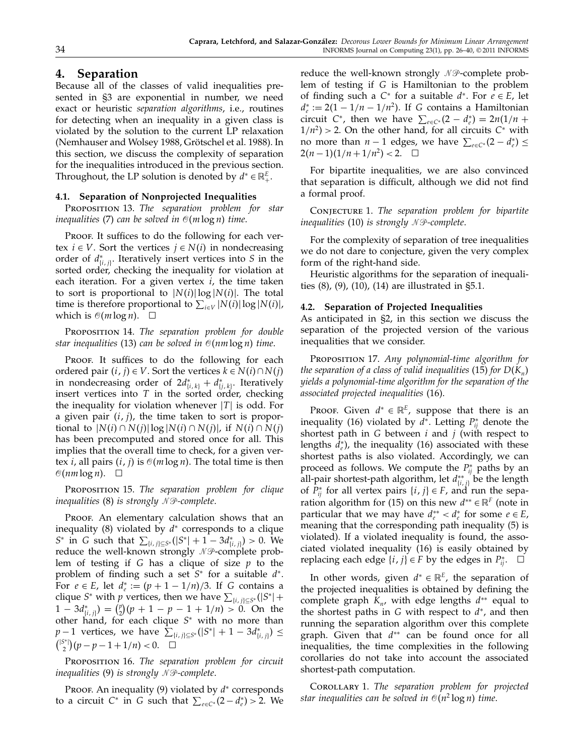## 4. Separation

Because all of the classes of valid inequalities presented in §3 are exponential in number, we need exact or heuristic *separation algorithms*, i.e., routines for detecting when an inequality in a given class is violated by the solution to the current LP relaxation (Nemhauser and Wolsey 1988, Grötschel et al. 1988). In this section, we discuss the complexity of separation for the inequalities introduced in the previous section. Throughout, the LP solution is denoted by $d^* \in \mathbb{R}_+^E$.

### 4.1. Separation of Nonprojected Inequalities

Proposition 13. *The separation problem for star inequalities* (7) *can be solved in* $\mathcal{O}(m \log n)$ *time.*

Proof. It suffices to do the following for each vertex $i \in V$. Sort the vertices $j \in N(i)$ in nondecreasing order of $d^*_{\{i,j\}}$. Iteratively insert vertices into $S$ in the sorted order, checking the inequality for violation at each iteration. For a given vertex $i$, the time taken to sort is proportional to $|N(i)| \log |N(i)|$. The total time is therefore proportional to $\sum_{i \in V} |N(i)| \log |N(i)|$, which is $\mathcal{O}(m \log n)$. $\square$

Proposition 14. *The separation problem for double star inequalities* (13) *can be solved in* $\mathcal{O}(nm \log n)$ *time.*

Proof. It suffices to do the following for each ordered pair $(i, j) \in V$. Sort the vertices $k \in N(i) \cap N(j)$ in nondecreasing order of $2d^*_{\{i,k\}} + d^*_{\{j,k\}}$. Iteratively insert vertices into $T$ in the sorted order, checking the inequality for violation whenever $|T|$ is odd. For a given pair $(i, j)$, the time taken to sort is proportional to $|N(i) \cap N(j)| \log |N(i) \cap N(j)|$, if $N(i) \cap N(j)$ has been precomputed and stored once for all. This implies that the overall time to check, for a given vertex $i$, all pairs $(i, j)$ is $\mathcal{O}(m \log n)$. The total time is then $\mathcal{O}(nm \log n)$. $\square$

Proposition 15. *The separation problem for clique inequalities* (8) *is strongly* $\mathcal{NP}$*-complete.*

Proof. An elementary calculation shows that an inequality (8) violated by $d^*$ corresponds to a clique $S^*$ in $G$ such that $\sum_{\{i,j\} \subseteq S^*} (|S^*| + 1 - 3d^*_{\{i,j\}}) > 0$. We reduce the well-known strongly $\mathcal{NP}$-complete problem of testing if $G$ has a clique of size $p$ to the problem of finding such a set $S^*$ for a suitable $d^*$. For $e \in E$, let $d^*_e := (p + 1 - 1/n)/3$. If $G$ contains a clique $S^*$ with $p$ vertices, then we have $\sum_{\{i,j\} \subseteq S^*} (|S^*| + 1 - 3d^*_{\{i,j\}}) = \binom{p}{2}(p + 1 - p - 1 + 1/n) > 0$. On the other hand, for each clique $S^*$ with no more than $p-1$ vertices, we have $\sum_{\{i,j\} \subseteq S^*} (|S^*| + 1 - 3d^*_{\{i,j\}}) \le \binom{|S^*|}{2}(p - p - 1 + 1/n) < 0$. $\square$

Proposition 16. *The separation problem for circuit inequalities* (9) *is strongly* $\mathcal{NP}$*-complete.*

Proof. An inequality (9) violated by $d^*$ corresponds to a circuit $C^*$ in $G$ such that $\sum_{e \in C^*} (2 - d^*_e) > 2$. We reduce the well-known strongly $\mathcal{NP}$-complete problem of testing if $G$ is Hamiltonian to the problem of finding such a $C^*$ for a suitable $d^*$. For $e \in E$, let $d^*_e := 2(1 - 1/n - 1/n^2)$. If $G$ contains a Hamiltonian circuit $C^*$, then we have $\sum_{e \in C^*} (2 - d^*_e) = 2n(1/n + 1/n^2) > 2$. On the other hand, for all circuits $C^*$ with no more than $n-1$ edges, we have $\sum_{e \in C^*} (2 - d^*_e) \le 2(n-1)(1/n + 1/n^2) < 2$. $\square$

For bipartite inequalities, we are also convinced that separation is difficult, although we did not find a formal proof.

Conjecture 1. *The separation problem for bipartite inequalities* (10) *is strongly* $\mathcal{NP}$*-complete.*

For the complexity of separation of tree inequalities we do not dare to conjecture, given the very complex form of the right-hand side.

Heuristic algorithms for the separation of inequalities (8), (9), (10), (14) are illustrated in §5.1.

### 4.2. Separation of Projected Inequalities

As anticipated in §2, in this section we discuss the separation of the projected version of the various inequalities that we consider.

Proposition 17. *Any polynomial-time algorithm for the separation of a class of valid inequalities* (15) *for* $D(K_n)$ *yields a polynomial-time algorithm for the separation of the associated projected inequalities* (16).

Proof. Given $d^* \in \mathbb{R}^E$, suppose that there is an inequality (16) violated by $d^*$. Letting $P^*_{ij}$ denote the shortest path in $G$ between $i$ and $j$ (with respect to lengths $d^*_e$), the inequality (16) associated with these shortest paths is also violated. Accordingly, we can proceed as follows. We compute the $P^*_{ij}$ paths by an all-pair shortest-path algorithm, let $d^{**}_{\{i,j\}}$ be the length of $P^*_{ij}$ for all vertex pairs $\{i, j\} \in F$, and run the separation algorithm for (15) on this new $d^{**} \in \mathbb{R}^F$ (note in particular that we may have $d^{**}_e < d^*_e$ for some $e \in E$, meaning that the corresponding path inequality (5) is violated). If a violated inequality is found, the associated violated inequality (16) is easily obtained by replacing each edge $\{i, j\} \in F$ by the edges in $P^*_{ij}$. $\square$

In other words, given $d^* \in \mathbb{R}^E$, the separation of the projected inequalities is obtained by defining the complete graph $K_n$, with edge lengths $d^{**}$ equal to the shortest paths in $G$ with respect to $d^*$, and then running the separation algorithm over this complete graph. Given that $d^{**}$ can be found once for all inequalities, the time complexities in the following corollaries do not take into account the associated shortest-path computation.

Corollary 1. *The separation problem for projected star inequalities can be solved in* $\mathcal{O}(n^2 \log n)$ *time.*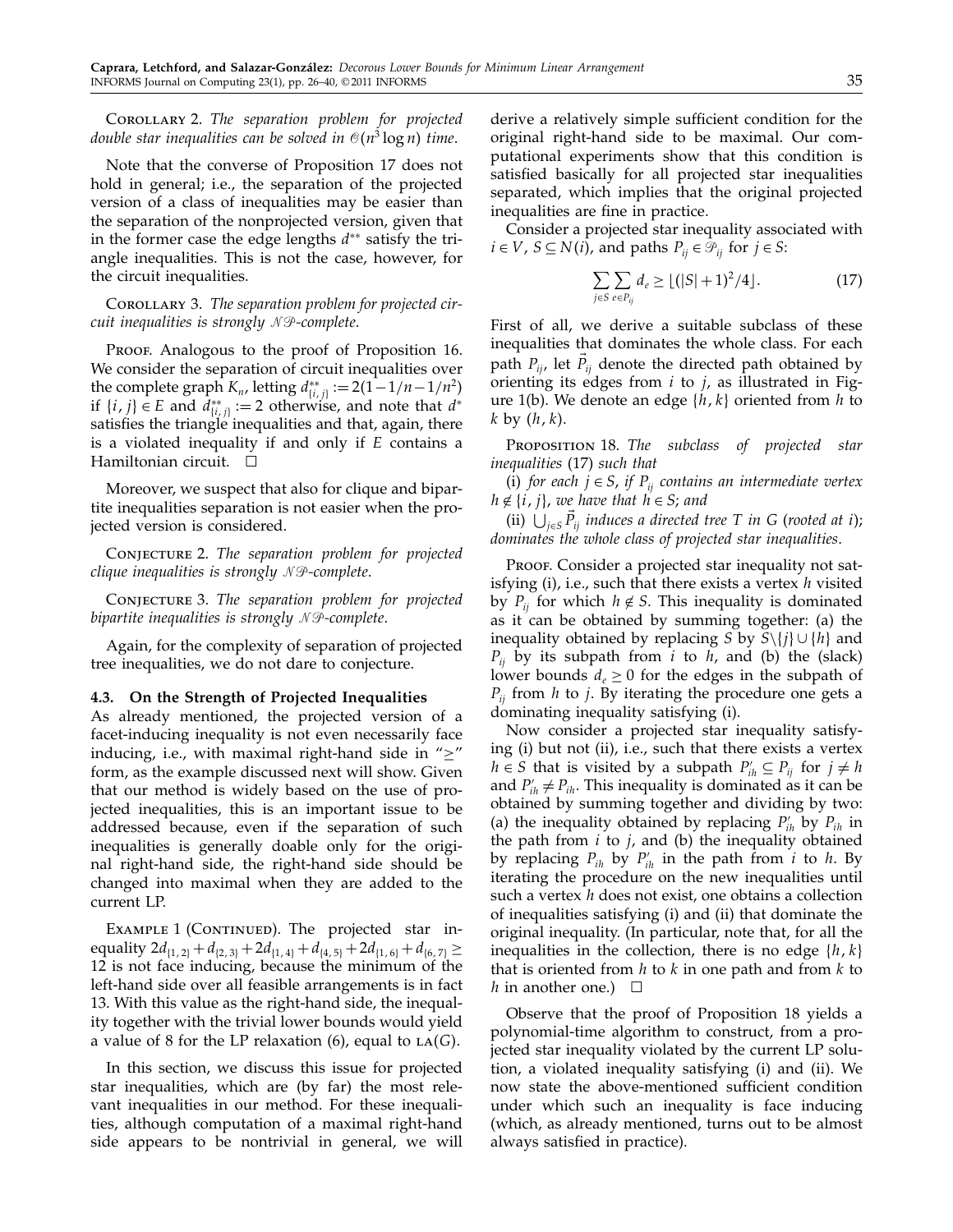COROLLARY 2. *The separation problem for projected double star inequalities can be solved in $\mathcal{O}(n^3 \log n)$ time.*

Note that the converse of Proposition 17 does not hold in general; i.e., the separation of the projected version of a class of inequalities may be easier than the separation of the nonprojected version, given that in the former case the edge lengths $d^{**}$ satisfy the triangle inequalities. This is not the case, however, for the circuit inequalities.

COROLLARY 3. *The separation problem for projected circuit inequalities is strongly $\mathcal{NP}$-complete.*

PROOF. Analogous to the proof of Proposition 16. We consider the separation of circuit inequalities over the complete graph $K_n$, letting $d^{**}_{\{i,j\}} := 2(1-1/n-1/n^2)$ if $\{i,j\} \in E$ and $d^{**}_{\{i,j\}} := 2$ otherwise, and note that $d^*$ satisfies the triangle inequalities and that, again, there is a violated inequality if and only if $E$ contains a Hamiltonian circuit. □

Moreover, we suspect that also for clique and bipartite inequalities separation is not easier when the projected version is considered.

CONJECTURE 2. *The separation problem for projected clique inequalities is strongly $\mathcal{NP}$-complete.*

CONJECTURE 3. *The separation problem for projected bipartite inequalities is strongly $\mathcal{NP}$-complete.*

Again, for the complexity of separation of projected tree inequalities, we do not dare to conjecture.

### 4.3. On the Strength of Projected Inequalities

As already mentioned, the projected version of a facet-inducing inequality is not even necessarily face inducing, i.e., with maximal right-hand side in "$\geq$" form, as the example discussed next will show. Given that our method is widely based on the use of projected inequalities, this is an important issue to be addressed because, even if the separation of such inequalities is generally doable only for the original right-hand side, the right-hand side should be changed into maximal when they are added to the current LP.

EXAMPLE 1 (CONTINUED). The projected star inequality $2d_{\{1,2\}} + d_{\{2,3\}} + 2d_{\{1,4\}} + d_{\{4,5\}} + 2d_{\{1,6\}} + d_{\{6,7\}} \geq 12$ is not face inducing, because the minimum of the left-hand side over all feasible arrangements is in fact 13. With this value as the right-hand side, the inequality together with the trivial lower bounds would yield a value of 8 for the LP relaxation (6), equal to $\text{LA}(G)$.

In this section, we discuss this issue for projected star inequalities, which are (by far) the most relevant inequalities in our method. For these inequalities, although computation of a maximal right-hand side appears to be nontrivial in general, we will derive a relatively simple sufficient condition for the original right-hand side to be maximal. Our computational experiments show that this condition is satisfied basically for all projected star inequalities separated, which implies that the original projected inequalities are fine in practice.

Consider a projected star inequality associated with $i \in V$, $S \subseteq N(i)$, and paths $P_{ij} \in \mathcal{P}_{ij}$ for $j \in S$:

$$\sum_{j \in S} \sum_{e \in P_{ij}} d_e \geq \lfloor (|S|+1)^2/4 \rfloor. \tag{17}$$

First of all, we derive a suitable subclass of these inequalities that dominates the whole class. For each path $P_{ij}$, let $\vec{P}_{ij}$ denote the directed path obtained by orienting its edges from $i$ to $j$, as illustrated in Figure 1(b). We denote an edge $\{h,k\}$ oriented from $h$ to $k$ by $(h,k)$.

PROPOSITION 18. *The subclass of projected star inequalities* (17) *such that*

(i) *for each $j \in S$, if $P_{ij}$ contains an intermediate vertex $h \notin \{i,j\}$, we have that $h \in S$; and*

(ii) *$\bigcup_{j \in S} \vec{P}_{ij}$ induces a directed tree $T$ in $G$ (rooted at $i$); dominates the whole class of projected star inequalities.*

PROOF. Consider a projected star inequality not satisfying (i), i.e., such that there exists a vertex $h$ visited by $P_{ij}$ for which $h \notin S$. This inequality is dominated as it can be obtained by summing together: (a) the inequality obtained by replacing $S$ by $S \setminus \{j\} \cup \{h\}$ and $P_{ij}$ by its subpath from $i$ to $h$, and (b) the (slack) lower bounds $d_e \geq 0$ for the edges in the subpath of $P_{ij}$ from $h$ to $j$. By iterating the procedure one gets a dominating inequality satisfying (i).

Now consider a projected star inequality satisfying (i) but not (ii), i.e., such that there exists a vertex $h \in S$ that is visited by a subpath $P'_{ih} \subseteq P_{ij}$ for $j \neq h$ and $P'_{ih} \neq P_{ih}$. This inequality is dominated as it can be obtained by summing together and dividing by two: (a) the inequality obtained by replacing $P'_{ih}$ by $P_{ih}$ in the path from $i$ to $j$, and (b) the inequality obtained by replacing $P_{ih}$ by $P'_{ih}$ in the path from $i$ to $h$. By iterating the procedure on the new inequalities until such a vertex $h$ does not exist, one obtains a collection of inequalities satisfying (i) and (ii) that dominate the original inequality. (In particular, note that, for all the inequalities in the collection, there is no edge $\{h,k\}$ that is oriented from $h$ to $k$ in one path and from $k$ to $h$ in another one.) □

Observe that the proof of Proposition 18 yields a polynomial-time algorithm to construct, from a projected star inequality violated by the current LP solution, a violated inequality satisfying (i) and (ii). We now state the above-mentioned sufficient condition under which such an inequality is face inducing (which, as already mentioned, turns out to be almost always satisfied in practice).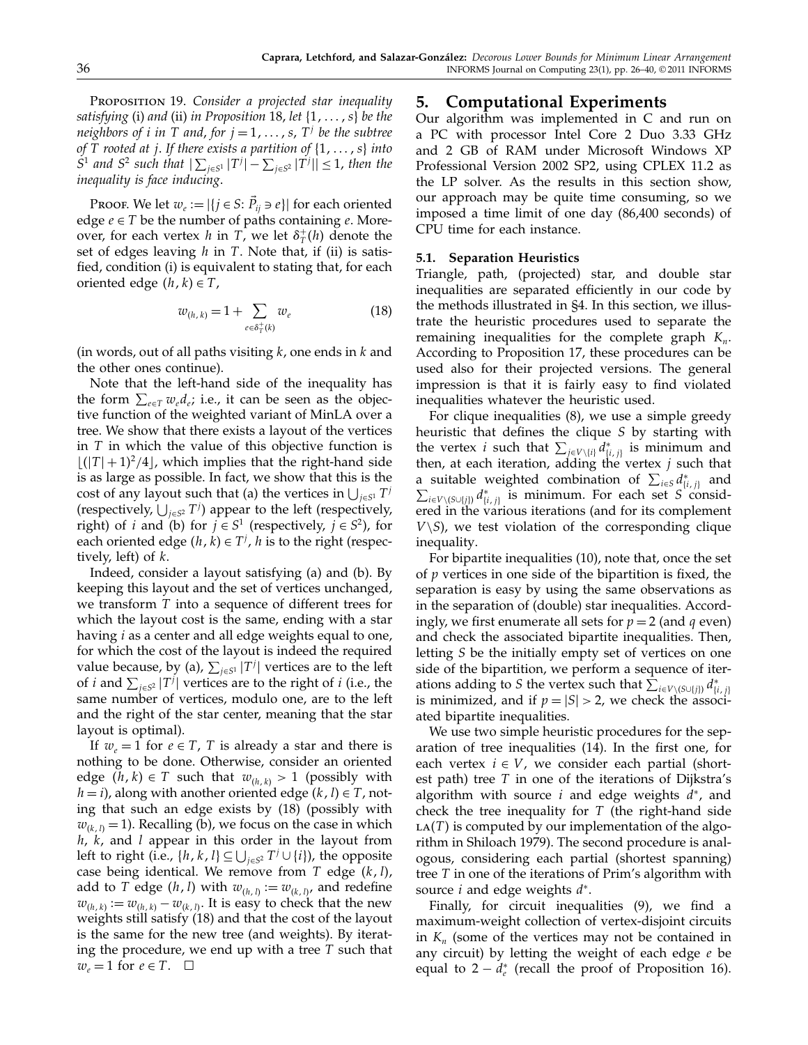**Proposition 19.** *Consider a projected star inequality satisfying* (i) *and* (ii) *in Proposition* 18, *let* $\{1, \ldots, s\}$ *be the neighbors of* $i$ *in* $T$ *and, for* $j = 1, \ldots, s$, $T^j$ *be the subtree of* $T$ *rooted at* $j$. *If there exists a partition of* $\{1, \ldots, s\}$ *into* $S^1$ *and* $S^2$ *such that* $|\sum_{j \in S^1} |T^j| - \sum_{j \in S^2} |T^j|| \leq 1$, *then the inequality is face inducing.*

Proof. We let $w_e := |\{j \in S: \vec{P}_{ij} \ni e\}|$ for each oriented edge $e \in T$ be the number of paths containing $e$. Moreover, for each vertex $h$ in $T$, we let $\delta_T^+(h)$ denote the set of edges leaving $h$ in $T$. Note that, if (ii) is satisfied, condition (i) is equivalent to stating that, for each oriented edge $(h, k) \in T$,

$$w_{(h,k)} = 1 + \sum_{e \in \delta_T^+(k)} w_e \tag{18}$$

(in words, out of all paths visiting $k$, one ends in $k$ and the other ones continue).

Note that the left-hand side of the inequality has the form $\sum_{e \in T} w_e d_e$; i.e., it can be seen as the objective function of the weighted variant of MinLA over a tree. We show that there exists a layout of the vertices in $T$ in which the value of this objective function is $\lfloor (|T|+1)^2/4 \rfloor$, which implies that the right-hand side is as large as possible. In fact, we show that this is the cost of any layout such that (a) the vertices in $\bigcup_{j \in S^1} T^j$ (respectively, $\bigcup_{j \in S^2} T^j$) appear to the left (respectively, right) of $i$ and (b) for $j \in S^1$ (respectively, $j \in S^2$), for each oriented edge $(h, k) \in T^j$, $h$ is to the right (respectively, left) of $k$.

Indeed, consider a layout satisfying (a) and (b). By keeping this layout and the set of vertices unchanged, we transform $T$ into a sequence of different trees for which the layout cost is the same, ending with a star having $i$ as a center and all edge weights equal to one, for which the cost of the layout is indeed the required value because, by (a), $\sum_{j \in S^1} |T^j|$ vertices are to the left of $i$ and $\sum_{j \in S^2} |T^j|$ vertices are to the right of $i$ (i.e., the same number of vertices, modulo one, are to the left and the right of the star center, meaning that the star layout is optimal).

If $w_e = 1$ for $e \in T$, $T$ is already a star and there is nothing to be done. Otherwise, consider an oriented edge $(h, k) \in T$ such that $w_{(h,k)} > 1$ (possibly with $h = i$), along with another oriented edge $(k, l) \in T$, noting that such an edge exists by (18) (possibly with $w_{(k,l)} = 1$). Recalling (b), we focus on the case in which $h$, $k$, and $l$ appear in this order in the layout from left to right (i.e., $\{h, k, l\} \subseteq \bigcup_{j \in S^2} T^j \cup \{i\}$), the opposite case being identical. We remove from $T$ edge $(k, l)$, add to $T$ edge $(h, l)$ with $w_{(h,l)} := w_{(k,l)}$, and redefine $w_{(h,k)} := w_{(h,k)} - w_{(k,l)}$. It is easy to check that the new weights still satisfy (18) and that the cost of the layout is the same for the new tree (and weights). By iterating the procedure, we end up with a tree $T$ such that $w_e = 1$ for $e \in T$. $\square$

## 5. Computational Experiments

Our algorithm was implemented in C and run on a PC with processor Intel Core 2 Duo 3.33 GHz and 2 GB of RAM under Microsoft Windows XP Professional Version 2002 SP2, using CPLEX 11.2 as the LP solver. As the results in this section show, our approach may be quite time consuming, so we imposed a time limit of one day (86,400 seconds) of CPU time for each instance.

### 5.1. Separation Heuristics

Triangle, path, (projected) star, and double star inequalities are separated efficiently in our code by the methods illustrated in §4. In this section, we illustrate the heuristic procedures used to separate the remaining inequalities for the complete graph $K_n$. According to Proposition 17, these procedures can be used also for their projected versions. The general impression is that it is fairly easy to find violated inequalities whatever the heuristic used.

For clique inequalities (8), we use a simple greedy heuristic that defines the clique $S$ by starting with the vertex $i$ such that $\sum_{j \in V \setminus \{i\}} d^*_{\{i,j\}}$ is minimum and then, at each iteration, adding the vertex $j$ such that a suitable weighted combination of $\sum_{i \in S} d^*_{\{i,j\}}$ and $\sum_{i \in V \setminus (S \cup \{j\})} d^*_{\{i,j\}}$ is minimum. For each set $S$ considered in the various iterations (and for its complement $V \setminus S$), we test violation of the corresponding clique inequality.

For bipartite inequalities (10), note that, once the set of $p$ vertices in one side of the bipartition is fixed, the separation is easy by using the same observations as in the separation of (double) star inequalities. Accordingly, we first enumerate all sets for $p = 2$ (and $q$ even) and check the associated bipartite inequalities. Then, letting $S$ be the initially empty set of vertices on one side of the bipartition, we perform a sequence of iterations adding to $S$ the vertex such that $\sum_{i \in V \setminus (S \cup \{j\})} d^*_{\{i,j\}}$ is minimized, and if $p = |S| > 2$, we check the associated bipartite inequalities.

We use two simple heuristic procedures for the separation of tree inequalities (14). In the first one, for each vertex $i \in V$, we consider each partial (shortest path) tree $T$ in one of the iterations of Dijkstra's algorithm with source $i$ and edge weights $d^*$, and check the tree inequality for $T$ (the right-hand side $\text{LA}(T)$ is computed by our implementation of the algorithm in Shiloach 1979). The second procedure is analogous, considering each partial (shortest spanning) tree $T$ in one of the iterations of Prim's algorithm with source $i$ and edge weights $d^*$.

Finally, for circuit inequalities (9), we find a maximum-weight collection of vertex-disjoint circuits in $K_n$ (some of the vertices may not be contained in any circuit) by letting the weight of each edge $e$ be equal to $2 - d^*_e$ (recall the proof of Proposition 16).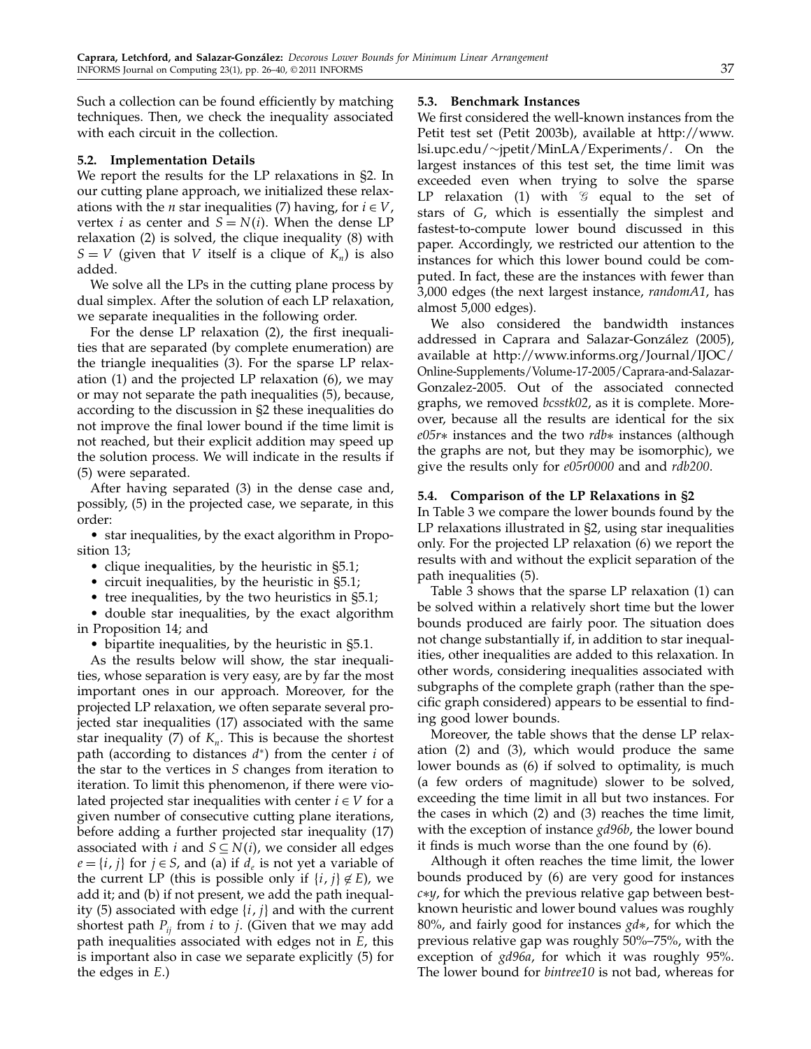Such a collection can be found efficiently by matching techniques. Then, we check the inequality associated with each circuit in the collection.

### 5.2. Implementation Details

We report the results for the LP relaxations in §2. In our cutting plane approach, we initialized these relaxations with the $n$ star inequalities (7) having, for $i \in V$, vertex $i$ as center and $S = N(i)$. When the dense LP relaxation (2) is solved, the clique inequality (8) with $S = V$ (given that $V$ itself is a clique of $K_n$) is also added.

We solve all the LPs in the cutting plane process by dual simplex. After the solution of each LP relaxation, we separate inequalities in the following order.

For the dense LP relaxation (2), the first inequalities that are separated (by complete enumeration) are the triangle inequalities (3). For the sparse LP relaxation (1) and the projected LP relaxation (6), we may or may not separate the path inequalities (5), because, according to the discussion in §2 these inequalities do not improve the final lower bound if the time limit is not reached, but their explicit addition may speed up the solution process. We will indicate in the results if (5) were separated.

After having separated (3) in the dense case and, possibly, (5) in the projected case, we separate, in this order:

- star inequalities, by the exact algorithm in Proposition 13;
- clique inequalities, by the heuristic in §5.1;
- circuit inequalities, by the heuristic in §5.1;
- tree inequalities, by the two heuristics in §5.1;
- double star inequalities, by the exact algorithm in Proposition 14; and
- bipartite inequalities, by the heuristic in §5.1.

As the results below will show, the star inequalities, whose separation is very easy, are by far the most important ones in our approach. Moreover, for the projected LP relaxation, we often separate several projected star inequalities (17) associated with the same star inequality (7) of $K_n$. This is because the shortest path (according to distances $d^*$) from the center $i$ of the star to the vertices in $S$ changes from iteration to iteration. To limit this phenomenon, if there were violated projected star inequalities with center $i \in V$ for a given number of consecutive cutting plane iterations, before adding a further projected star inequality (17) associated with $i$ and $S \subseteq N(i)$, we consider all edges $e = \{i, j\}$ for $j \in S$, and (a) if $d_e$ is not yet a variable of the current LP (this is possible only if $\{i, j\} \notin E$), we add it; and (b) if not present, we add the path inequality (5) associated with edge $\{i, j\}$ and with the current shortest path $P_{ij}$ from $i$ to $j$. (Given that we may add path inequalities associated with edges not in $E$, this is important also in case we separate explicitly (5) for the edges in $E$.)

### 5.3. Benchmark Instances

We first considered the well-known instances from the Petit test set (Petit 2003b), available at http://www.lsi.upc.edu/~jpetit/MinLA/Experiments/. On the largest instances of this test set, the time limit was exceeded even when trying to solve the sparse LP relaxation (1) with $\mathcal{G}$ equal to the set of stars of $G$, which is essentially the simplest and fastest-to-compute lower bound discussed in this paper. Accordingly, we restricted our attention to the instances for which this lower bound could be computed. In fact, these are the instances with fewer than 3,000 edges (the next largest instance, *randomA1*, has almost 5,000 edges).

We also considered the bandwidth instances addressed in Caprara and Salazar-González (2005), available at http://www.informs.org/Journal/IJOC/Online-Supplements/Volume-17-2005/Caprara-and-Salazar-Gonzalez-2005. Out of the associated connected graphs, we removed *bcsstk02*, as it is complete. Moreover, because all the results are identical for the six *e05r∗* instances and the two *rdb∗* instances (although the graphs are not, but they may be isomorphic), we give the results only for *e05r0000* and and *rdb200*.

### 5.4. Comparison of the LP Relaxations in §2

In Table 3 we compare the lower bounds found by the LP relaxations illustrated in §2, using star inequalities only. For the projected LP relaxation (6) we report the results with and without the explicit separation of the path inequalities (5).

Table 3 shows that the sparse LP relaxation (1) can be solved within a relatively short time but the lower bounds produced are fairly poor. The situation does not change substantially if, in addition to star inequalities, other inequalities are added to this relaxation. In other words, considering inequalities associated with subgraphs of the complete graph (rather than the specific graph considered) appears to be essential to finding good lower bounds.

Moreover, the table shows that the dense LP relaxation (2) and (3), which would produce the same lower bounds as (6) if solved to optimality, is much (a few orders of magnitude) slower to be solved, exceeding the time limit in all but two instances. For the cases in which (2) and (3) reaches the time limit, with the exception of instance *gd96b*, the lower bound it finds is much worse than the one found by (6).

Although it often reaches the time limit, the lower bounds produced by (6) are very good for instances *c∗y*, for which the previous relative gap between best-known heuristic and lower bound values was roughly 80%, and fairly good for instances *gd∗*, for which the previous relative gap was roughly 50%–75%, with the exception of *gd96a*, for which it was roughly 95%. The lower bound for *bintree10* is not bad, whereas for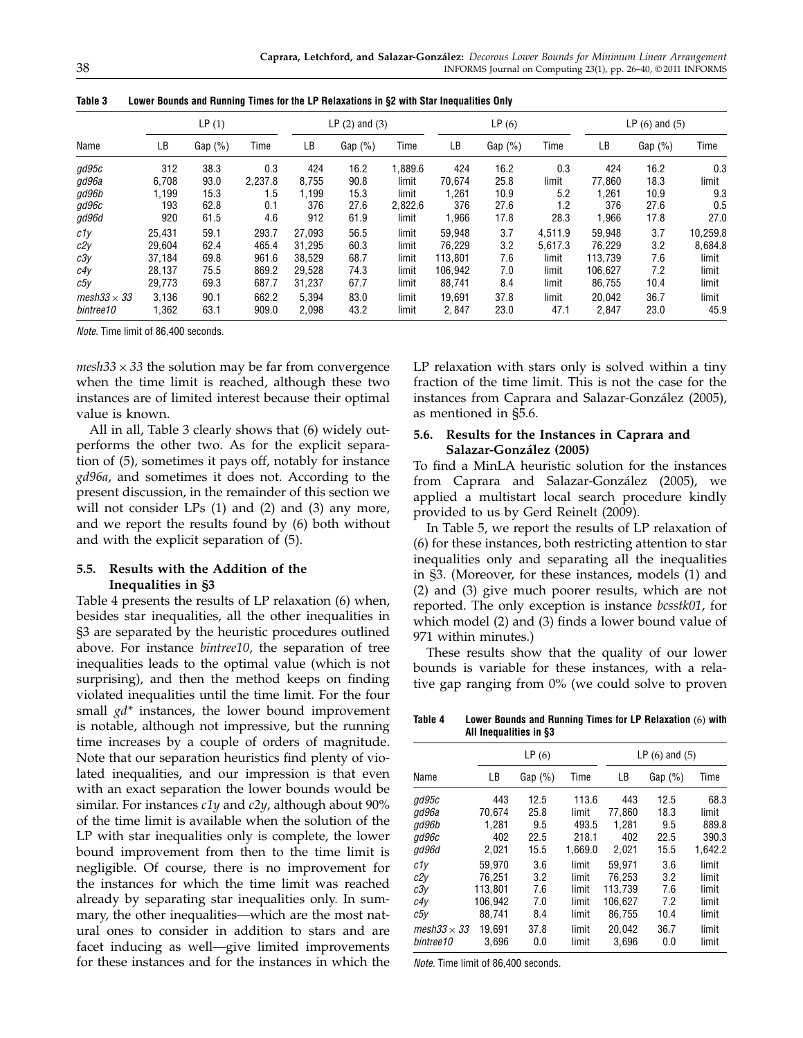**Table 3 Lower Bounds and Running Times for the LP Relaxations in §2 with Star Inequalities Only**

| Name | LP (1) | | | LP (2) and (3) | | | LP (6) | | | LP (6) and (5) | | |
|---|---|---|---|---|---|---|---|---|---|---|---|---|
| | LB | Gap (%) | Time | LB | Gap (%) | Time | LB | Gap (%) | Time | LB | Gap (%) | Time |
| *gd95c* | 312 | 38.3 | 0.3 | 424 | 16.2 | 1,889.6 | 424 | 16.2 | 0.3 | 424 | 16.2 | 0.3 |
| *gd96a* | 6,708 | 93.0 | 2,237.8 | 8,755 | 90.8 | limit | 70,674 | 25.8 | limit | 77,860 | 18.3 | limit |
| *gd96b* | 1,199 | 15.3 | 1.5 | 1,199 | 15.3 | limit | 1,261 | 10.9 | 5.2 | 1,261 | 10.9 | 9.3 |
| *gd96c* | 193 | 62.8 | 0.1 | 376 | 27.6 | 2,822.6 | 376 | 27.6 | 1.2 | 376 | 27.6 | 0.5 |
| *gd96d* | 920 | 61.5 | 4.6 | 912 | 61.9 | limit | 1,966 | 17.8 | 28.3 | 1,966 | 17.8 | 27.0 |
| *c1y* | 25,431 | 59.1 | 293.7 | 27,093 | 56.5 | limit | 59,948 | 3.7 | 4,511.9 | 59,948 | 3.7 | 10,259.8 |
| *c2y* | 29,604 | 62.4 | 465.4 | 31,295 | 60.3 | limit | 76,229 | 3.2 | 5,617.3 | 76,229 | 3.2 | 8,684.8 |
| *c3y* | 37,184 | 69.8 | 961.6 | 38,529 | 68.7 | limit | 113,801 | 7.6 | limit | 113,739 | 7.6 | limit |
| *c4y* | 28,137 | 75.5 | 869.2 | 29,528 | 74.3 | limit | 106,942 | 7.0 | limit | 106,627 | 7.2 | limit |
| *c5y* | 29,773 | 69.3 | 687.7 | 31,237 | 67.7 | limit | 88,741 | 8.4 | limit | 86,755 | 10.4 | limit |
| *mesh33* × *33* | 3,136 | 90.1 | 662.2 | 5,394 | 83.0 | limit | 19,691 | 37.8 | limit | 20,042 | 36.7 | limit |
| *bintree10* | 1,362 | 63.1 | 909.0 | 2,098 | 43.2 | limit | 2, 847 | 23.0 | 47.1 | 2,847 | 23.0 | 45.9 |

*Note.* Time limit of 86,400 seconds.

*mesh33* × *33* the solution may be far from convergence when the time limit is reached, although these two instances are of limited interest because their optimal value is known.

All in all, Table 3 clearly shows that (6) widely outperforms the other two. As for the explicit separation of (5), sometimes it pays off, notably for instance *gd96a*, and sometimes it does not. According to the present discussion, in the remainder of this section we will not consider LPs (1) and (2) and (3) any more, and we report the results found by (6) both without and with the explicit separation of (5).

### 5.5. Results with the Addition of the Inequalities in §3

Table 4 presents the results of LP relaxation (6) when, besides star inequalities, all the other inequalities in §3 are separated by the heuristic procedures outlined above. For instance *bintree10*, the separation of tree inequalities leads to the optimal value (which is not surprising), and then the method keeps on finding violated inequalities until the time limit. For the four small *gd\** instances, the lower bound improvement is notable, although not impressive, but the running time increases by a couple of orders of magnitude. Note that our separation heuristics find plenty of violated inequalities, and our impression is that even with an exact separation the lower bounds would be similar. For instances *c1y* and *c2y*, although about 90% of the time limit is available when the solution of the LP with star inequalities only is complete, the lower bound improvement from then to the time limit is negligible. Of course, there is no improvement for the instances for which the time limit was reached already by separating star inequalities only. In summary, the other inequalities—which are the most natural ones to consider in addition to stars and are facet inducing as well—give limited improvements for these instances and for the instances in which the LP relaxation with stars only is solved within a tiny fraction of the time limit. This is not the case for the instances from Caprara and Salazar-González (2005), as mentioned in §5.6.

### 5.6. Results for the Instances in Caprara and Salazar-González (2005)

To find a MinLA heuristic solution for the instances from Caprara and Salazar-González (2005), we applied a multistart local search procedure kindly provided to us by Gerd Reinelt (2009).

In Table 5, we report the results of LP relaxation of (6) for these instances, both restricting attention to star inequalities only and separating all the inequalities in §3. (Moreover, for these instances, models (1) and (2) and (3) give much poorer results, which are not reported. The only exception is instance *bcsstk01*, for which model (2) and (3) finds a lower bound value of 971 within minutes.)

These results show that the quality of our lower bounds is variable for these instances, with a relative gap ranging from 0% (we could solve to proven

**Table 4 Lower Bounds and Running Times for LP Relaxation (6) with All Inequalities in §3**

| Name | LP (6) | | | LP (6) and (5) | | |
|---|---|---|---|---|---|---|
| | LB | Gap (%) | Time | LB | Gap (%) | Time |
| *gd95c* | 443 | 12.5 | 113.6 | 443 | 12.5 | 68.3 |
| *gd96a* | 70,674 | 25.8 | limit | 77,860 | 18.3 | limit |
| *gd96b* | 1,281 | 9.5 | 493.5 | 1,281 | 9.5 | 889.8 |
| *gd96c* | 402 | 22.5 | 218.1 | 402 | 22.5 | 390.3 |
| *gd96d* | 2,021 | 15.5 | 1,669.0 | 2,021 | 15.5 | 1,642.2 |
| *c1y* | 59,970 | 3.6 | limit | 59,971 | 3.6 | limit |
| *c2y* | 76,251 | 3.2 | limit | 76,253 | 3.2 | limit |
| *c3y* | 113,801 | 7.6 | limit | 113,739 | 7.6 | limit |
| *c4y* | 106,942 | 7.0 | limit | 106,627 | 7.2 | limit |
| *c5y* | 88,741 | 8.4 | limit | 86,755 | 10.4 | limit |
| *mesh33* × *33* | 19,691 | 37.8 | limit | 20,042 | 36.7 | limit |
| *bintree10* | 3,696 | 0.0 | limit | 3,696 | 0.0 | limit |

*Note.* Time limit of 86,400 seconds.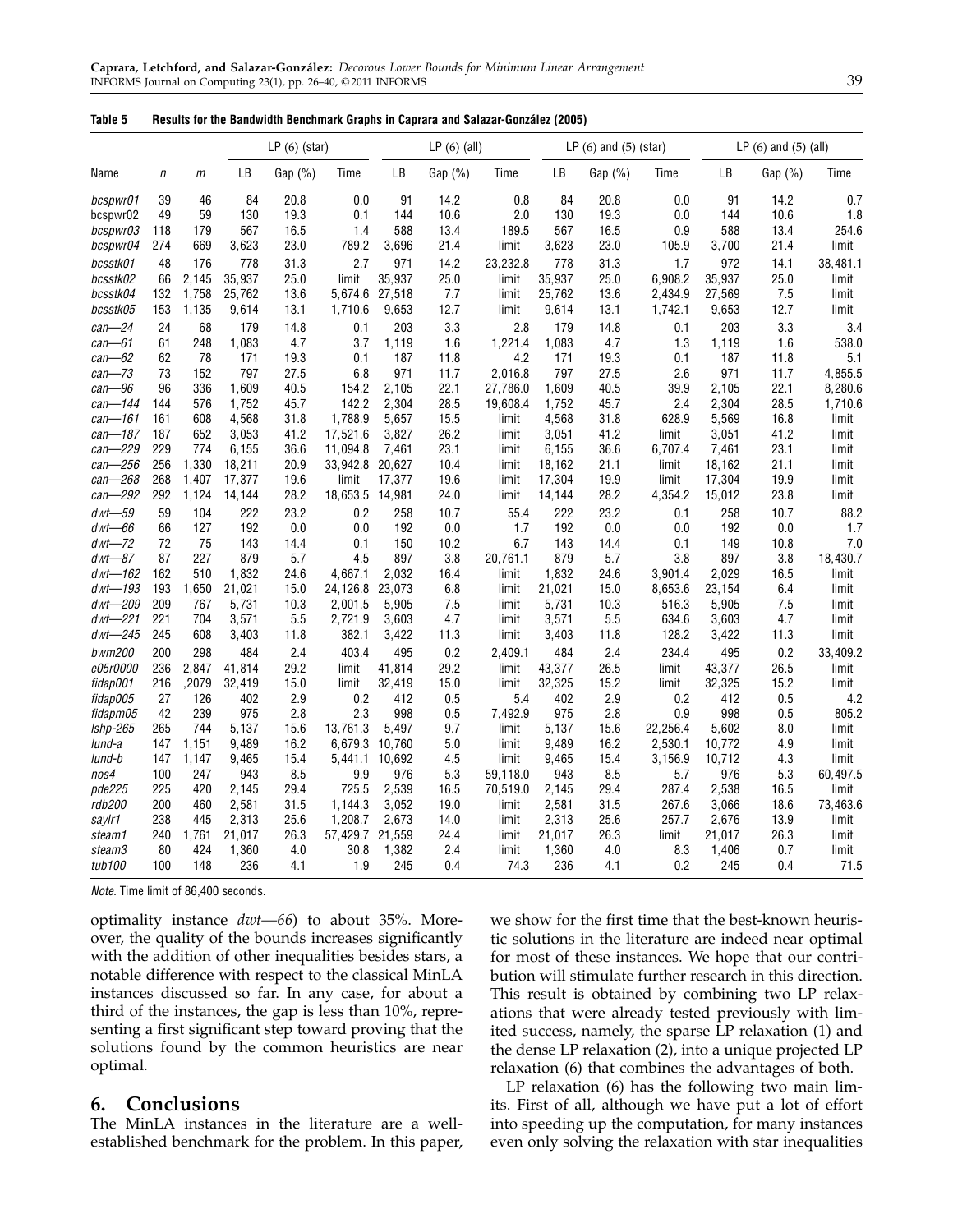**Table 5 Results for the Bandwidth Benchmark Graphs in Caprara and Salazar-González (2005)**

| Name | $n$ | $m$ | LP (6) (star) | | | LP (6) (all) | | | LP (6) and (5) (star) | | | LP (6) and (5) (all) | | |
|---|---|---|---|---|---|---|---|---|---|---|---|---|---|---|
| | | | LB | Gap (%) | Time | LB | Gap (%) | Time | LB | Gap (%) | Time | LB | Gap (%) | Time |
| *bcspwr01* | 39 | 46 | 84 | 20.8 | 0.0 | 91 | 14.2 | 0.8 | 84 | 20.8 | 0.0 | 91 | 14.2 | 0.7 |
| bcspwr02 | 49 | 59 | 130 | 19.3 | 0.1 | 144 | 10.6 | 2.0 | 130 | 19.3 | 0.0 | 144 | 10.6 | 1.8 |
| *bcspwr03* | 118 | 179 | 567 | 16.5 | 1.4 | 588 | 13.4 | 189.5 | 567 | 16.5 | 0.9 | 588 | 13.4 | 254.6 |
| *bcspwr04* | 274 | 669 | 3,623 | 23.0 | 789.2 | 3,696 | 21.4 | limit | 3,623 | 23.0 | 105.9 | 3,700 | 21.4 | limit |
| *bcsstk01* | 48 | 176 | 778 | 31.3 | 2.7 | 971 | 14.2 | 23,232.8 | 778 | 31.3 | 1.7 | 972 | 14.1 | 38,481.1 |
| *bcsstk02* | 66 | 2,145 | 35,937 | 25.0 | limit | 35,937 | 25.0 | limit | 35,937 | 25.0 | 6,908.2 | 35,937 | 25.0 | limit |
| *bcsstk04* | 132 | 1,758 | 25,762 | 13.6 | 5,674.6 | 27,518 | 7.7 | limit | 25,762 | 13.6 | 2,434.9 | 27,569 | 7.5 | limit |
| *bcsstk05* | 153 | 1,135 | 9,614 | 13.1 | 1,710.6 | 9,653 | 12.7 | limit | 9,614 | 13.1 | 1,742.1 | 9,653 | 12.7 | limit |
| *can—24* | 24 | 68 | 179 | 14.8 | 0.1 | 203 | 3.3 | 2.8 | 179 | 14.8 | 0.1 | 203 | 3.3 | 3.4 |
| *can—61* | 61 | 248 | 1,083 | 4.7 | 3.7 | 1,119 | 1.6 | 1,221.4 | 1,083 | 4.7 | 1.3 | 1,119 | 1.6 | 538.0 |
| *can—62* | 62 | 78 | 171 | 19.3 | 0.1 | 187 | 11.8 | 4.2 | 171 | 19.3 | 0.1 | 187 | 11.8 | 5.1 |
| *can—73* | 73 | 152 | 797 | 27.5 | 6.8 | 971 | 11.7 | 2,016.8 | 797 | 27.5 | 2.6 | 971 | 11.7 | 4,855.5 |
| *can—96* | 96 | 336 | 1,609 | 40.5 | 154.2 | 2,105 | 22.1 | 27,786.0 | 1,609 | 40.5 | 39.9 | 2,105 | 22.1 | 8,280.6 |
| *can—144* | 144 | 576 | 1,752 | 45.7 | 142.2 | 2,304 | 28.5 | 19,608.4 | 1,752 | 45.7 | 2.4 | 2,304 | 28.5 | 1,710.6 |
| *can—161* | 161 | 608 | 4,568 | 31.8 | 1,788.9 | 5,657 | 15.5 | limit | 4,568 | 31.8 | 628.9 | 5,569 | 16.8 | limit |
| *can—187* | 187 | 652 | 3,053 | 41.2 | 17,521.6 | 3,827 | 26.2 | limit | 3,051 | 41.2 | limit | 3,051 | 41.2 | limit |
| *can—229* | 229 | 774 | 6,155 | 36.6 | 11,094.8 | 7,461 | 23.1 | limit | 6,155 | 36.6 | 6,707.4 | 7,461 | 23.1 | limit |
| *can—256* | 256 | 1,330 | 18,211 | 20.9 | 33,942.8 | 20,627 | 10.4 | limit | 18,162 | 21.1 | limit | 18,162 | 21.1 | limit |
| *can—268* | 268 | 1,407 | 17,377 | 19.6 | limit | 17,377 | 19.6 | limit | 17,304 | 19.9 | limit | 17,304 | 19.9 | limit |
| *can—292* | 292 | 1,124 | 14,144 | 28.2 | 18,653.5 | 14,981 | 24.0 | limit | 14,144 | 28.2 | 4,354.2 | 15,012 | 23.8 | limit |
| *dwt—59* | 59 | 104 | 222 | 23.2 | 0.2 | 258 | 10.7 | 55.4 | 222 | 23.2 | 0.1 | 258 | 10.7 | 88.2 |
| *dwt—66* | 66 | 127 | 192 | 0.0 | 0.0 | 192 | 0.0 | 1.7 | 192 | 0.0 | 0.0 | 192 | 0.0 | 1.7 |
| *dwt—72* | 72 | 75 | 143 | 14.4 | 0.1 | 150 | 10.2 | 6.7 | 143 | 14.4 | 0.1 | 149 | 10.8 | 7.0 |
| *dwt—87* | 87 | 227 | 879 | 5.7 | 4.5 | 897 | 3.8 | 20,761.1 | 879 | 5.7 | 3.8 | 897 | 3.8 | 18,430.7 |
| *dwt—162* | 162 | 510 | 1,832 | 24.6 | 4,667.1 | 2,032 | 16.4 | limit | 1,832 | 24.6 | 3,901.4 | 2,029 | 16.5 | limit |
| *dwt—193* | 193 | 1,650 | 21,021 | 15.0 | 24,126.8 | 23,073 | 6.8 | limit | 21,021 | 15.0 | 8,653.6 | 23,154 | 6.4 | limit |
| *dwt—209* | 209 | 767 | 5,731 | 10.3 | 2,001.5 | 5,905 | 7.5 | limit | 5,731 | 10.3 | 516.3 | 5,905 | 7.5 | limit |
| *dwt—221* | 221 | 704 | 3,571 | 5.5 | 2,721.9 | 3,603 | 4.7 | limit | 3,571 | 5.5 | 634.6 | 3,603 | 4.7 | limit |
| *dwt—245* | 245 | 608 | 3,403 | 11.8 | 382.1 | 3,422 | 11.3 | limit | 3,403 | 11.8 | 128.2 | 3,422 | 11.3 | limit |
| *bwm200* | 200 | 298 | 484 | 2.4 | 403.4 | 495 | 0.2 | 2,409.1 | 484 | 2.4 | 234.4 | 495 | 0.2 | 33,409.2 |
| *e05r0000* | 236 | 2,847 | 41,814 | 29.2 | limit | 41,814 | 29.2 | limit | 43,377 | 26.5 | limit | 43,377 | 26.5 | limit |
| *fidap001* | 216 | ,2079 | 32,419 | 15.0 | limit | 32,419 | 15.0 | limit | 32,325 | 15.2 | limit | 32,325 | 15.2 | limit |
| *fidap005* | 27 | 126 | 402 | 2.9 | 0.2 | 412 | 0.5 | 5.4 | 402 | 2.9 | 0.2 | 412 | 0.5 | 4.2 |
| *fidapm05* | 42 | 239 | 975 | 2.8 | 2.3 | 998 | 0.5 | 7,492.9 | 975 | 2.8 | 0.9 | 998 | 0.5 | 805.2 |
| *lshp-265* | 265 | 744 | 5,137 | 15.6 | 13,761.3 | 5,497 | 9.7 | limit | 5,137 | 15.6 | 22,256.4 | 5,602 | 8.0 | limit |
| *lund-a* | 147 | 1,151 | 9,489 | 16.2 | 6,679.3 | 10,760 | 5.0 | limit | 9,489 | 16.2 | 2,530.1 | 10,772 | 4.9 | limit |
| *lund-b* | 147 | 1,147 | 9,465 | 15.4 | 5,441.1 | 10,692 | 4.5 | limit | 9,465 | 15.4 | 3,156.9 | 10,712 | 4.3 | limit |
| *nos4* | 100 | 247 | 943 | 8.5 | 9.9 | 976 | 5.3 | 59,118.0 | 943 | 8.5 | 5.7 | 976 | 5.3 | 60,497.5 |
| *pde225* | 225 | 420 | 2,145 | 29.4 | 725.5 | 2,539 | 16.5 | 70,519.0 | 2,145 | 29.4 | 287.4 | 2,538 | 16.5 | limit |
| *rdb200* | 200 | 460 | 2,581 | 31.5 | 1,144.3 | 3,052 | 19.0 | limit | 2,581 | 31.5 | 267.6 | 3,066 | 18.6 | 73,463.6 |
| *saylr1* | 238 | 445 | 2,313 | 25.6 | 1,208.7 | 2,673 | 14.0 | limit | 2,313 | 25.6 | 257.7 | 2,676 | 13.9 | limit |
| *steam1* | 240 | 1,761 | 21,017 | 26.3 | 57,429.7 | 21,559 | 24.4 | limit | 21,017 | 26.3 | limit | 21,017 | 26.3 | limit |
| *steam3* | 80 | 424 | 1,360 | 4.0 | 30.8 | 1,382 | 2.4 | limit | 1,360 | 4.0 | 8.3 | 1,406 | 0.7 | limit |
| *tub100* | 100 | 148 | 236 | 4.1 | 1.9 | 245 | 0.4 | 74.3 | 236 | 4.1 | 0.2 | 245 | 0.4 | 71.5 |

*Note*. Time limit of 86,400 seconds.

optimality instance *dwt—66*) to about 35%. Moreover, the quality of the bounds increases significantly with the addition of other inequalities besides stars, a notable difference with respect to the classical MinLA instances discussed so far. In any case, for about a third of the instances, the gap is less than 10%, representing a first significant step toward proving that the solutions found by the common heuristics are near optimal.

## 6. Conclusions

The MinLA instances in the literature are a well-established benchmark for the problem. In this paper, we show for the first time that the best-known heuristic solutions in the literature are indeed near optimal for most of these instances. We hope that our contribution will stimulate further research in this direction. This result is obtained by combining two LP relaxations that were already tested previously with limited success, namely, the sparse LP relaxation (1) and the dense LP relaxation (2), into a unique projected LP relaxation (6) that combines the advantages of both.

LP relaxation (6) has the following two main limits. First of all, although we have put a lot of effort into speeding up the computation, for many instances even only solving the relaxation with star inequalities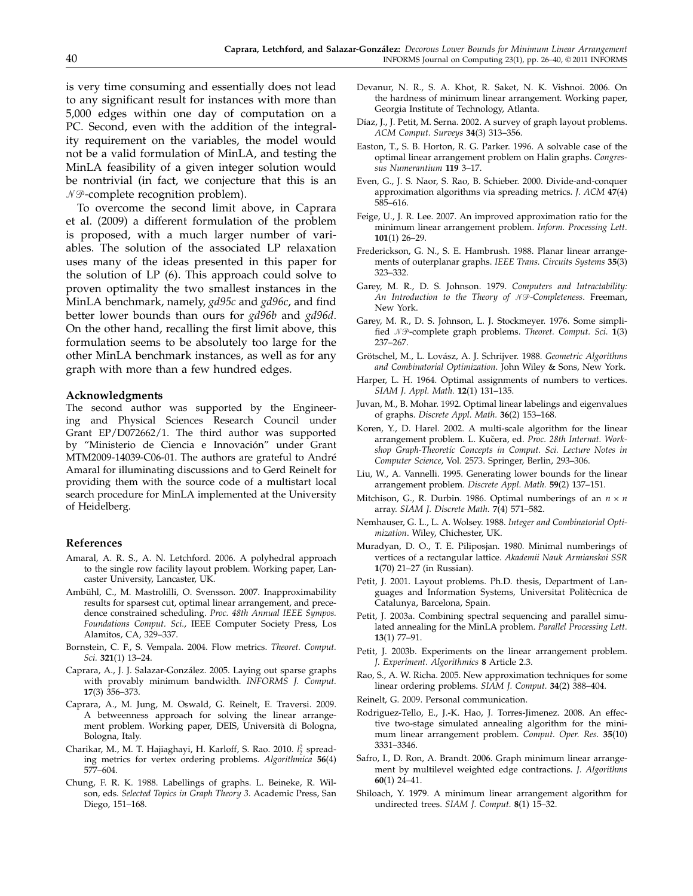is very time consuming and essentially does not lead to any significant result for instances with more than 5,000 edges within one day of computation on a PC. Second, even with the addition of the integrality requirement on the variables, the model would not be a valid formulation of MinLA, and testing the MinLA feasibility of a given integer solution would be nontrivial (in fact, we conjecture that this is an $\mathcal{NP}$-complete recognition problem).

To overcome the second limit above, in Caprara et al. (2009) a different formulation of the problem is proposed, with a much larger number of variables. The solution of the associated LP relaxation uses many of the ideas presented in this paper for the solution of LP (6). This approach could solve to proven optimality the two smallest instances in the MinLA benchmark, namely, *gd95c* and *gd96c*, and find better lower bounds than ours for *gd96b* and *gd96d*. On the other hand, recalling the first limit above, this formulation seems to be absolutely too large for the other MinLA benchmark instances, as well as for any graph with more than a few hundred edges.

#### Acknowledgments

The second author was supported by the Engineering and Physical Sciences Research Council under Grant EP/D072662/1. The third author was supported by "Ministerio de Ciencia e Innovación" under Grant MTM2009-14039-C06-01. The authors are grateful to André Amaral for illuminating discussions and to Gerd Reinelt for providing them with the source code of a multistart local search procedure for MinLA implemented at the University of Heidelberg.

### References

Amaral, A. R. S., A. N. Letchford. 2006. A polyhedral approach to the single row facility layout problem. Working paper, Lancaster University, Lancaster, UK.

Ambühl, C., M. Mastrolilli, O. Svensson. 2007. Inapproximability results for sparsest cut, optimal linear arrangement, and precedence constrained scheduling. *Proc. 48th Annual IEEE Sympos. Foundations Comput. Sci.*, IEEE Computer Society Press, Los Alamitos, CA, 329–337.

Bornstein, C. F., S. Vempala. 2004. Flow metrics. *Theoret. Comput. Sci.* **321**(1) 13–24.

Caprara, A., J. J. Salazar-González. 2005. Laying out sparse graphs with provably minimum bandwidth. *INFORMS J. Comput.* **17**(3) 356–373.

Caprara, A., M. Jung, M. Oswald, G. Reinelt, E. Traversi. 2009. A betweenness approach for solving the linear arrangement problem. Working paper, DEIS, Università di Bologna, Bologna, Italy.

Charikar, M., M. T. Hajiaghayi, H. Karloff, S. Rao. 2010. $l_2^2$ spreading metrics for vertex ordering problems. *Algorithmica* **56**(4) 577–604.

Chung, F. R. K. 1988. Labellings of graphs. L. Beineke, R. Wilson, eds. *Selected Topics in Graph Theory 3*. Academic Press, San Diego, 151–168.

Devanur, N. R., S. A. Khot, R. Saket, N. K. Vishnoi. 2006. On the hardness of minimum linear arrangement. Working paper, Georgia Institute of Technology, Atlanta.

Díaz, J., J. Petit, M. Serna. 2002. A survey of graph layout problems. *ACM Comput. Surveys* **34**(3) 313–356.

Easton, T., S. B. Horton, R. G. Parker. 1996. A solvable case of the optimal linear arrangement problem on Halin graphs. *Congressus Numerantium* **119** 3–17.

Even, G., J. S. Naor, S. Rao, B. Schieber. 2000. Divide-and-conquer approximation algorithms via spreading metrics. *J. ACM* **47**(4) 585–616.

Feige, U., J. R. Lee. 2007. An improved approximation ratio for the minimum linear arrangement problem. *Inform. Processing Lett.* **101**(1) 26–29.

Frederickson, G. N., S. E. Hambrush. 1988. Planar linear arrangements of outerplanar graphs. *IEEE Trans. Circuits Systems* **35**(3) 323–332.

Garey, M. R., D. S. Johnson. 1979. *Computers and Intractability: An Introduction to the Theory of $\mathcal{NP}$-Completeness*. Freeman, New York.

Garey, M. R., D. S. Johnson, L. J. Stockmeyer. 1976. Some simplified $\mathcal{NP}$-complete graph problems. *Theoret. Comput. Sci.* **1**(3) 237–267.

Grötschel, M., L. Lovász, A. J. Schrijver. 1988. *Geometric Algorithms and Combinatorial Optimization*. John Wiley & Sons, New York.

Harper, L. H. 1964. Optimal assignments of numbers to vertices. *SIAM J. Appl. Math.* **12**(1) 131–135.

Juvan, M., B. Mohar. 1992. Optimal linear labelings and eigenvalues of graphs. *Discrete Appl. Math.* **36**(2) 153–168.

Koren, Y., D. Harel. 2002. A multi-scale algorithm for the linear arrangement problem. L. Kučera, ed. *Proc. 28th Internat. Workshop Graph-Theoretic Concepts in Comput. Sci. Lecture Notes in Computer Science*, Vol. 2573. Springer, Berlin, 293–306.

Liu, W., A. Vannelli. 1995. Generating lower bounds for the linear arrangement problem. *Discrete Appl. Math.* **59**(2) 137–151.

Mitchison, G., R. Durbin. 1986. Optimal numberings of an $n \times n$ array. *SIAM J. Discrete Math.* **7**(4) 571–582.

Nemhauser, G. L., L. A. Wolsey. 1988. *Integer and Combinatorial Optimization*. Wiley, Chichester, UK.

Muradyan, D. O., T. E. Piliposjan. 1980. Minimal numberings of vertices of a rectangular lattice. *Akademii Nauk Armianskoi SSR* **1**(70) 21–27 (in Russian).

Petit, J. 2001. Layout problems. Ph.D. thesis, Department of Languages and Information Systems, Universitat Politècnica de Catalunya, Barcelona, Spain.

Petit, J. 2003a. Combining spectral sequencing and parallel simulated annealing for the MinLA problem. *Parallel Processing Lett.* **13**(1) 77–91.

Petit, J. 2003b. Experiments on the linear arrangement problem. *J. Experiment. Algorithmics* **8** Article 2.3.

Rao, S., A. W. Richa. 2005. New approximation techniques for some linear ordering problems. *SIAM J. Comput.* **34**(2) 388–404.

Reinelt, G. 2009. Personal communication.

Rodriguez-Tello, E., J.-K. Hao, J. Torres-Jimenez. 2008. An effective two-stage simulated annealing algorithm for the minimum linear arrangement problem. *Comput. Oper. Res.* **35**(10) 3331–3346.

Safro, I., D. Ron, A. Brandt. 2006. Graph minimum linear arrangement by multilevel weighted edge contractions. *J. Algorithms* **60**(1) 24–41.

Shiloach, Y. 1979. A minimum linear arrangement algorithm for undirected trees. *SIAM J. Comput.* **8**(1) 15–32.